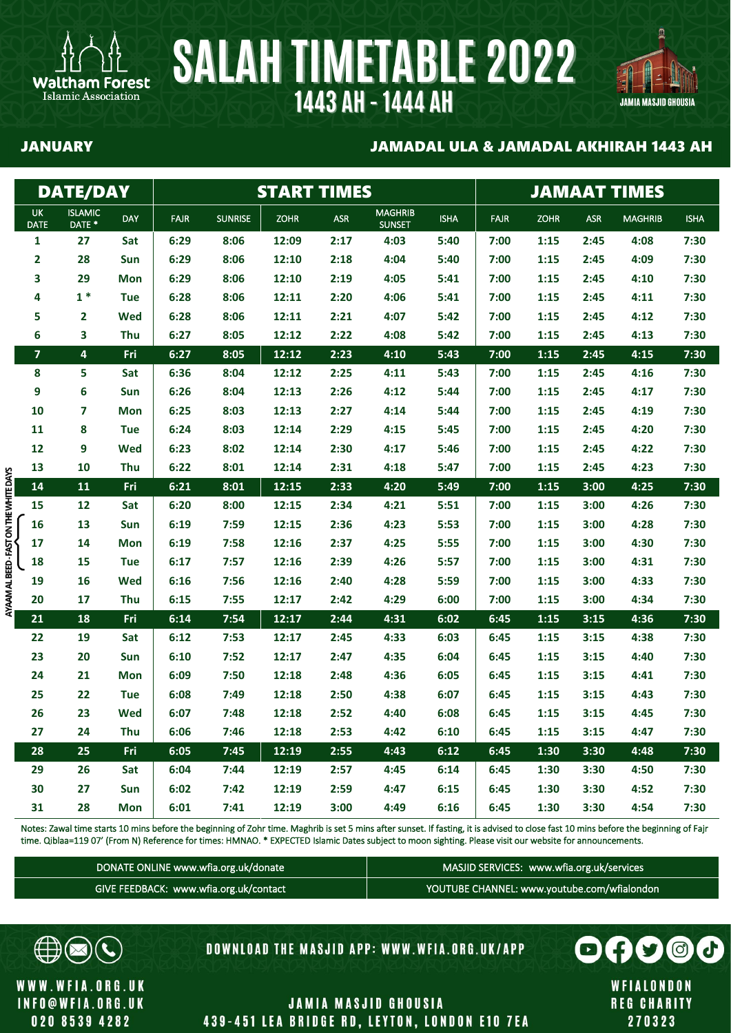Waltham Forest Islamic Association

# SALAH TIMETABLE 2022

## 1443 AH - 1444 AH

JAMIA MASJID GHOUSIA

**JANUARY** — **JAMADAL ULA & JAMADAL AKHIRAH 1443 AH**

| DATE/DAY | | | START TIMES | | | | | | JAMAAT TIMES | | | | |
|---|---|---|---|---|---|---|---|---|---|---|---|---|---|
| UK DATE | ISLAMIC DATE * | DAY | FAJR | SUNRISE | ZOHR | ASR | MAGHRIB SUNSET | ISHA | FAJR | ZOHR | ASR | MAGHRIB | ISHA |
| 1 | 27 | Sat | 6:29 | 8:06 | 12:09 | 2:17 | 4:03 | 5:40 | 7:00 | 1:15 | 2:45 | 4:08 | 7:30 |
| 2 | 28 | Sun | 6:29 | 8:06 | 12:10 | 2:18 | 4:04 | 5:40 | 7:00 | 1:15 | 2:45 | 4:09 | 7:30 |
| 3 | 29 | Mon | 6:29 | 8:06 | 12:10 | 2:19 | 4:05 | 5:41 | 7:00 | 1:15 | 2:45 | 4:10 | 7:30 |
| 4 | 1 * | Tue | 6:28 | 8:06 | 12:11 | 2:20 | 4:06 | 5:41 | 7:00 | 1:15 | 2:45 | 4:11 | 7:30 |
| 5 | 2 | Wed | 6:28 | 8:06 | 12:11 | 2:21 | 4:07 | 5:42 | 7:00 | 1:15 | 2:45 | 4:12 | 7:30 |
| 6 | 3 | Thu | 6:27 | 8:05 | 12:12 | 2:22 | 4:08 | 5:42 | 7:00 | 1:15 | 2:45 | 4:13 | 7:30 |
| **7** | **4** | **Fri** | **6:27** | **8:05** | **12:12** | **2:23** | **4:10** | **5:43** | **7:00** | **1:15** | **2:45** | **4:15** | **7:30** |
| 8 | 5 | Sat | 6:36 | 8:04 | 12:12 | 2:25 | 4:11 | 5:43 | 7:00 | 1:15 | 2:45 | 4:16 | 7:30 |
| 9 | 6 | Sun | 6:26 | 8:04 | 12:13 | 2:26 | 4:12 | 5:44 | 7:00 | 1:15 | 2:45 | 4:17 | 7:30 |
| 10 | 7 | Mon | 6:25 | 8:03 | 12:13 | 2:27 | 4:14 | 5:44 | 7:00 | 1:15 | 2:45 | 4:19 | 7:30 |
| 11 | 8 | Tue | 6:24 | 8:03 | 12:14 | 2:29 | 4:15 | 5:45 | 7:00 | 1:15 | 2:45 | 4:20 | 7:30 |
| 12 | 9 | Wed | 6:23 | 8:02 | 12:14 | 2:30 | 4:17 | 5:46 | 7:00 | 1:15 | 2:45 | 4:22 | 7:30 |
| 13 | 10 | Thu | 6:22 | 8:01 | 12:14 | 2:31 | 4:18 | 5:47 | 7:00 | 1:15 | 2:45 | 4:23 | 7:30 |
| **14** | **11** | **Fri** | **6:21** | **8:01** | **12:15** | **2:33** | **4:20** | **5:49** | **7:00** | **1:15** | **3:00** | **4:25** | **7:30** |
| 15 | 12 | Sat | 6:20 | 8:00 | 12:15 | 2:34 | 4:21 | 5:51 | 7:00 | 1:15 | 3:00 | 4:26 | 7:30 |
| 16 | 13 | Sun | 6:19 | 7:59 | 12:15 | 2:36 | 4:23 | 5:53 | 7:00 | 1:15 | 3:00 | 4:28 | 7:30 |
| 17 | 14 | Mon | 6:19 | 7:58 | 12:16 | 2:37 | 4:25 | 5:55 | 7:00 | 1:15 | 3:00 | 4:30 | 7:30 |
| 18 | 15 | Tue | 6:17 | 7:57 | 12:16 | 2:39 | 4:26 | 5:57 | 7:00 | 1:15 | 3:00 | 4:31 | 7:30 |
| 19 | 16 | Wed | 6:16 | 7:56 | 12:16 | 2:40 | 4:28 | 5:59 | 7:00 | 1:15 | 3:00 | 4:33 | 7:30 |
| 20 | 17 | Thu | 6:15 | 7:55 | 12:17 | 2:42 | 4:29 | 6:00 | 7:00 | 1:15 | 3:00 | 4:34 | 7:30 |
| **21** | **18** | **Fri** | **6:14** | **7:54** | **12:17** | **2:44** | **4:31** | **6:02** | **6:45** | **1:15** | **3:15** | **4:36** | **7:30** |
| 22 | 19 | Sat | 6:12 | 7:53 | 12:17 | 2:45 | 4:33 | 6:03 | 6:45 | 1:15 | 3:15 | 4:38 | 7:30 |
| 23 | 20 | Sun | 6:10 | 7:52 | 12:17 | 2:47 | 4:35 | 6:04 | 6:45 | 1:15 | 3:15 | 4:40 | 7:30 |
| 24 | 21 | Mon | 6:09 | 7:50 | 12:18 | 2:48 | 4:36 | 6:05 | 6:45 | 1:15 | 3:15 | 4:41 | 7:30 |
| 25 | 22 | Tue | 6:08 | 7:49 | 12:18 | 2:50 | 4:38 | 6:07 | 6:45 | 1:15 | 3:15 | 4:43 | 7:30 |
| 26 | 23 | Wed | 6:07 | 7:48 | 12:18 | 2:52 | 4:40 | 6:08 | 6:45 | 1:15 | 3:15 | 4:45 | 7:30 |
| 27 | 24 | Thu | 6:06 | 7:46 | 12:18 | 2:53 | 4:42 | 6:10 | 6:45 | 1:15 | 3:15 | 4:47 | 7:30 |
| **28** | **25** | **Fri** | **6:05** | **7:45** | **12:19** | **2:55** | **4:43** | **6:12** | **6:45** | **1:30** | **3:30** | **4:48** | **7:30** |
| 29 | 26 | Sat | 6:04 | 7:44 | 12:19 | 2:57 | 4:45 | 6:14 | 6:45 | 1:30 | 3:30 | 4:50 | 7:30 |
| 30 | 27 | Sun | 6:02 | 7:42 | 12:19 | 2:59 | 4:47 | 6:15 | 6:45 | 1:30 | 3:30 | 4:52 | 7:30 |
| 31 | 28 | Mon | 6:01 | 7:41 | 12:19 | 3:00 | 4:49 | 6:16 | 6:45 | 1:30 | 3:30 | 4:54 | 7:30 |

AYAAM AL BEED - FAST ON THE WHITE DAYS (16–18)

Notes: Zawal time starts 10 mins before the beginning of Zohr time. Maghrib is set 5 mins after sunset. If fasting, it is advised to close fast 10 mins before the beginning of Fajr time. Qiblaa=119 07' (From N) Reference for times: HMNAO. * EXPECTED Islamic Dates subject to moon sighting. Please visit our website for announcements.

| DONATE ONLINE www.wfia.org.uk/donate | MASJID SERVICES: www.wfia.org.uk/services |
|---|---|
| GIVE FEEDBACK: www.wfia.org.uk/contact | YOUTUBE CHANNEL: www.youtube.com/wfialondon |

DOWNLOAD THE MASJID APP: WWW.WFIA.ORG.UK/APP

WWW.WFIA.ORG.UK
INFO@WFIA.ORG.UK
020 8539 4282

JAMIA MASJID GHOUSIA
439-451 LEA BRIDGE RD, LEYTON, LONDON E10 7EA

WFIALONDON
REG CHARITY
270323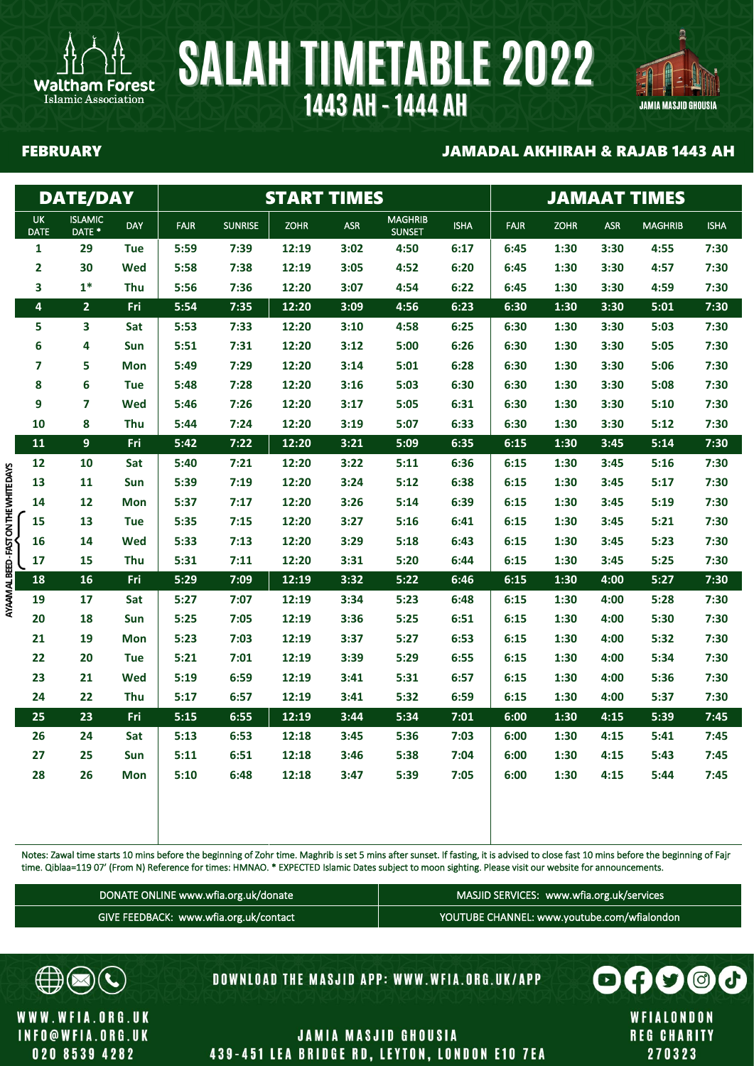# SALAH TIMETABLE 2022

## 1443 AH - 1444 AH

Waltham Forest Islamic Association

JAMIA MASJID GHOUSIA

**FEBRUARY** — **JAMADAL AKHIRAH & RAJAB 1443 AH**

| DATE/DAY | | | START TIMES | | | | | | JAMAAT TIMES | | | | |
|---|---|---|---|---|---|---|---|---|---|---|---|---|---|
| UK DATE | ISLAMIC DATE * | DAY | FAJR | SUNRISE | ZOHR | ASR | MAGHRIB SUNSET | ISHA | FAJR | ZOHR | ASR | MAGHRIB | ISHA |
| 1 | 29 | Tue | 5:59 | 7:39 | 12:19 | 3:02 | 4:50 | 6:17 | 6:45 | 1:30 | 3:30 | 4:55 | 7:30 |
| 2 | 30 | Wed | 5:58 | 7:38 | 12:19 | 3:05 | 4:52 | 6:20 | 6:45 | 1:30 | 3:30 | 4:57 | 7:30 |
| 3 | 1* | Thu | 5:56 | 7:36 | 12:20 | 3:07 | 4:54 | 6:22 | 6:45 | 1:30 | 3:30 | 4:59 | 7:30 |
| 4 | 2 | Fri | 5:54 | 7:35 | 12:20 | 3:09 | 4:56 | 6:23 | 6:30 | 1:30 | 3:30 | 5:01 | 7:30 |
| 5 | 3 | Sat | 5:53 | 7:33 | 12:20 | 3:10 | 4:58 | 6:25 | 6:30 | 1:30 | 3:30 | 5:03 | 7:30 |
| 6 | 4 | Sun | 5:51 | 7:31 | 12:20 | 3:12 | 5:00 | 6:26 | 6:30 | 1:30 | 3:30 | 5:05 | 7:30 |
| 7 | 5 | Mon | 5:49 | 7:29 | 12:20 | 3:14 | 5:01 | 6:28 | 6:30 | 1:30 | 3:30 | 5:06 | 7:30 |
| 8 | 6 | Tue | 5:48 | 7:28 | 12:20 | 3:16 | 5:03 | 6:30 | 6:30 | 1:30 | 3:30 | 5:08 | 7:30 |
| 9 | 7 | Wed | 5:46 | 7:26 | 12:20 | 3:17 | 5:05 | 6:31 | 6:30 | 1:30 | 3:30 | 5:10 | 7:30 |
| 10 | 8 | Thu | 5:44 | 7:24 | 12:20 | 3:19 | 5:07 | 6:33 | 6:30 | 1:30 | 3:30 | 5:12 | 7:30 |
| 11 | 9 | Fri | 5:42 | 7:22 | 12:20 | 3:21 | 5:09 | 6:35 | 6:15 | 1:30 | 3:45 | 5:14 | 7:30 |
| 12 | 10 | Sat | 5:40 | 7:21 | 12:20 | 3:22 | 5:11 | 6:36 | 6:15 | 1:30 | 3:45 | 5:16 | 7:30 |
| 13 | 11 | Sun | 5:39 | 7:19 | 12:20 | 3:24 | 5:12 | 6:38 | 6:15 | 1:30 | 3:45 | 5:17 | 7:30 |
| 14 | 12 | Mon | 5:37 | 7:17 | 12:20 | 3:26 | 5:14 | 6:39 | 6:15 | 1:30 | 3:45 | 5:19 | 7:30 |
| 15 | 13 | Tue | 5:35 | 7:15 | 12:20 | 3:27 | 5:16 | 6:41 | 6:15 | 1:30 | 3:45 | 5:21 | 7:30 |
| 16 | 14 | Wed | 5:33 | 7:13 | 12:20 | 3:29 | 5:18 | 6:43 | 6:15 | 1:30 | 3:45 | 5:23 | 7:30 |
| 17 | 15 | Thu | 5:31 | 7:11 | 12:20 | 3:31 | 5:20 | 6:44 | 6:15 | 1:30 | 3:45 | 5:25 | 7:30 |
| 18 | 16 | Fri | 5:29 | 7:09 | 12:19 | 3:32 | 5:22 | 6:46 | 6:15 | 1:30 | 4:00 | 5:27 | 7:30 |
| 19 | 17 | Sat | 5:27 | 7:07 | 12:19 | 3:34 | 5:23 | 6:48 | 6:15 | 1:30 | 4:00 | 5:28 | 7:30 |
| 20 | 18 | Sun | 5:25 | 7:05 | 12:19 | 3:36 | 5:25 | 6:51 | 6:15 | 1:30 | 4:00 | 5:30 | 7:30 |
| 21 | 19 | Mon | 5:23 | 7:03 | 12:19 | 3:37 | 5:27 | 6:53 | 6:15 | 1:30 | 4:00 | 5:32 | 7:30 |
| 22 | 20 | Tue | 5:21 | 7:01 | 12:19 | 3:39 | 5:29 | 6:55 | 6:15 | 1:30 | 4:00 | 5:34 | 7:30 |
| 23 | 21 | Wed | 5:19 | 6:59 | 12:19 | 3:41 | 5:31 | 6:57 | 6:15 | 1:30 | 4:00 | 5:36 | 7:30 |
| 24 | 22 | Thu | 5:17 | 6:57 | 12:19 | 3:41 | 5:32 | 6:59 | 6:15 | 1:30 | 4:00 | 5:37 | 7:30 |
| 25 | 23 | Fri | 5:15 | 6:55 | 12:19 | 3:44 | 5:34 | 7:01 | 6:00 | 1:30 | 4:15 | 5:39 | 7:45 |
| 26 | 24 | Sat | 5:13 | 6:53 | 12:18 | 3:45 | 5:36 | 7:03 | 6:00 | 1:30 | 4:15 | 5:41 | 7:45 |
| 27 | 25 | Sun | 5:11 | 6:51 | 12:18 | 3:46 | 5:38 | 7:04 | 6:00 | 1:30 | 4:15 | 5:43 | 7:45 |
| 28 | 26 | Mon | 5:10 | 6:48 | 12:18 | 3:47 | 5:39 | 7:05 | 6:00 | 1:30 | 4:15 | 5:44 | 7:45 |

AYAAM AL BEED - FAST ON THE WHITE DAYS (15–17)

Notes: Zawal time starts 10 mins before the beginning of Zohr time. Maghrib is set 5 mins after sunset. If fasting, it is advised to close fast 10 mins before the beginning of Fajr time. Qiblaa=119 07' (From N) Reference for times: HMNAO. * EXPECTED Islamic Dates subject to moon sighting. Please visit our website for announcements.

| DONATE ONLINE www.wfia.org.uk/donate | MASJID SERVICES: www.wfia.org.uk/services |
|---|---|
| GIVE FEEDBACK: www.wfia.org.uk/contact | YOUTUBE CHANNEL: www.youtube.com/wfialondon |

DOWNLOAD THE MASJID APP: WWW.WFIA.ORG.UK/APP

WWW.WFIA.ORG.UK
INFO@WFIA.ORG.UK
020 8539 4282

JAMIA MASJID GHOUSIA
439-451 LEA BRIDGE RD, LEYTON, LONDON E10 7EA

WFIALONDON
REG CHARITY
270323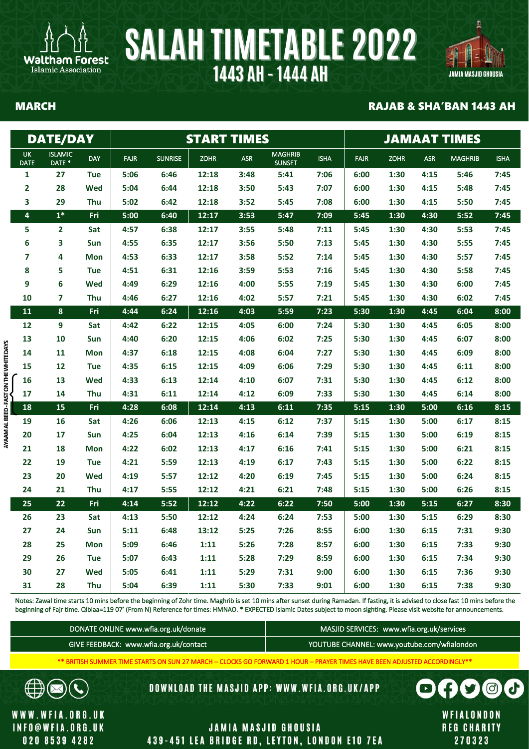Waltham Forest Islamic Association

# SALAH TIMETABLE 2022

## 1443 AH - 1444 AH

JAMIA MASJID GHOUSIA

**MARCH** — **RAJAB & SHA'BAN 1443 AH**

| DATE/DAY | | | START TIMES | | | | | | JAMAAT TIMES | | | | |
|---|---|---|---|---|---|---|---|---|---|---|---|---|---|
| UK DATE | ISLAMIC DATE * | DAY | FAJR | SUNRISE | ZOHR | ASR | MAGHRIB SUNSET | ISHA | FAJR | ZOHR | ASR | MAGHRIB | ISHA |
| 1 | 27 | Tue | 5:06 | 6:46 | 12:18 | 3:48 | 5:41 | 7:06 | 6:00 | 1:30 | 4:15 | 5:46 | 7:45 |
| 2 | 28 | Wed | 5:04 | 6:44 | 12:18 | 3:50 | 5:43 | 7:07 | 6:00 | 1:30 | 4:15 | 5:48 | 7:45 |
| 3 | 29 | Thu | 5:02 | 6:42 | 12:18 | 3:52 | 5:45 | 7:08 | 6:00 | 1:30 | 4:15 | 5:50 | 7:45 |
| 4 | 1* | Fri | 5:00 | 6:40 | 12:17 | 3:53 | 5:47 | 7:09 | 5:45 | 1:30 | 4:30 | 5:52 | 7:45 |
| 5 | 2 | Sat | 4:57 | 6:38 | 12:17 | 3:55 | 5:48 | 7:11 | 5:45 | 1:30 | 4:30 | 5:53 | 7:45 |
| 6 | 3 | Sun | 4:55 | 6:35 | 12:17 | 3:56 | 5:50 | 7:13 | 5:45 | 1:30 | 4:30 | 5:55 | 7:45 |
| 7 | 4 | Mon | 4:53 | 6:33 | 12:17 | 3:58 | 5:52 | 7:14 | 5:45 | 1:30 | 4:30 | 5:57 | 7:45 |
| 8 | 5 | Tue | 4:51 | 6:31 | 12:16 | 3:59 | 5:53 | 7:16 | 5:45 | 1:30 | 4:30 | 5:58 | 7:45 |
| 9 | 6 | Wed | 4:49 | 6:29 | 12:16 | 4:00 | 5:55 | 7:19 | 5:45 | 1:30 | 4:30 | 6:00 | 7:45 |
| 10 | 7 | Thu | 4:46 | 6:27 | 12:16 | 4:02 | 5:57 | 7:21 | 5:45 | 1:30 | 4:30 | 6:02 | 7:45 |
| 11 | 8 | Fri | 4:44 | 6:24 | 12:16 | 4:03 | 5:59 | 7:23 | 5:30 | 1:30 | 4:45 | 6:04 | 8:00 |
| 12 | 9 | Sat | 4:42 | 6:22 | 12:15 | 4:05 | 6:00 | 7:24 | 5:30 | 1:30 | 4:45 | 6:05 | 8:00 |
| 13 | 10 | Sun | 4:40 | 6:20 | 12:15 | 4:06 | 6:02 | 7:25 | 5:30 | 1:30 | 4:45 | 6:07 | 8:00 |
| 14 | 11 | Mon | 4:37 | 6:18 | 12:15 | 4:08 | 6:04 | 7:27 | 5:30 | 1:30 | 4:45 | 6:09 | 8:00 |
| 15 | 12 | Tue | 4:35 | 6:15 | 12:15 | 4:09 | 6:06 | 7:29 | 5:30 | 1:30 | 4:45 | 6:11 | 8:00 |
| 16 | 13 | Wed | 4:33 | 6:13 | 12:14 | 4:10 | 6:07 | 7:31 | 5:30 | 1:30 | 4:45 | 6:12 | 8:00 |
| 17 | 14 | Thu | 4:31 | 6:11 | 12:14 | 4:12 | 6:09 | 7:33 | 5:30 | 1:30 | 4:45 | 6:14 | 8:00 |
| 18 | 15 | Fri | 4:28 | 6:08 | 12:14 | 4:13 | 6:11 | 7:35 | 5:15 | 1:30 | 5:00 | 6:16 | 8:15 |
| 19 | 16 | Sat | 4:26 | 6:06 | 12:13 | 4:15 | 6:12 | 7:37 | 5:15 | 1:30 | 5:00 | 6:17 | 8:15 |
| 20 | 17 | Sun | 4:25 | 6:04 | 12:13 | 4:16 | 6:14 | 7:39 | 5:15 | 1:30 | 5:00 | 6:19 | 8:15 |
| 21 | 18 | Mon | 4:22 | 6:02 | 12:13 | 4:17 | 6:16 | 7:41 | 5:15 | 1:30 | 5:00 | 6:21 | 8:15 |
| 22 | 19 | Tue | 4:21 | 5:59 | 12:13 | 4:19 | 6:17 | 7:43 | 5:15 | 1:30 | 5:00 | 6:22 | 8:15 |
| 23 | 20 | Wed | 4:19 | 5:57 | 12:12 | 4:20 | 6:19 | 7:45 | 5:15 | 1:30 | 5:00 | 6:24 | 8:15 |
| 24 | 21 | Thu | 4:17 | 5:55 | 12:12 | 4:21 | 6:21 | 7:48 | 5:15 | 1:30 | 5:00 | 6:26 | 8:15 |
| 25 | 22 | Fri | 4:14 | 5:52 | 12:12 | 4:22 | 6:22 | 7:50 | 5:00 | 1:30 | 5:15 | 6:27 | 8:30 |
| 26 | 23 | Sat | 4:13 | 5:50 | 12:12 | 4:24 | 6:24 | 7:53 | 5:00 | 1:30 | 5:15 | 6:29 | 8:30 |
| 27 | 24 | Sun | 5:11 | 6:48 | 13:12 | 5:25 | 7:26 | 8:55 | 6:00 | 1:30 | 6:15 | 7:31 | 9:30 |
| 28 | 25 | Mon | 5:09 | 6:46 | 1:11 | 5:26 | 7:28 | 8:57 | 6:00 | 1:30 | 6:15 | 7:33 | 9:30 |
| 29 | 26 | Tue | 5:07 | 6:43 | 1:11 | 5:28 | 7:29 | 8:59 | 6:00 | 1:30 | 6:15 | 7:34 | 9:30 |
| 30 | 27 | Wed | 5:05 | 6:41 | 1:11 | 5:29 | 7:31 | 9:00 | 6:00 | 1:30 | 6:15 | 7:36 | 9:30 |
| 31 | 28 | Thu | 5:04 | 6:39 | 1:11 | 5:30 | 7:33 | 9:01 | 6:00 | 1:30 | 6:15 | 7:38 | 9:30 |

AYAAM AL BEED - FAST ON THE WHITE DAYS (16–18)

Notes: Zawal time starts 10 mins before the beginning of Zohr time. Maghrib is set 10 mins after sunset during Ramadan. If fasting, it is advised to close fast 10 mins before the beginning of Fajr time. Qiblaa=119 07' (From N) Reference for times: HMNAO. * EXPECTED Islamic Dates subject to moon sighting. Please visit website for announcements.

| | |
|---|---|
| DONATE ONLINE www.wfia.org.uk/donate | MASJID SERVICES: www.wfia.org.uk/services |
| GIVE FEEDBACK: www.wfia.org.uk/contact | YOUTUBE CHANNEL: www.youtube.com/wfialondon |

** BRITISH SUMMER TIME STARTS ON SUN 27 MARCH – CLOCKS GO FORWARD 1 HOUR – PRAYER TIMES HAVE BEEN ADJUSTED ACCORDINGLY**

DOWNLOAD THE MASJID APP: WWW.WFIA.ORG.UK/APP

WWW.WFIA.ORG.UK
INFO@WFIA.ORG.UK
020 8539 4282

JAMIA MASJID GHOUSIA
439-451 LEA BRIDGE RD, LEYTON, LONDON E10 7EA

WFIALONDON
REG CHARITY
270323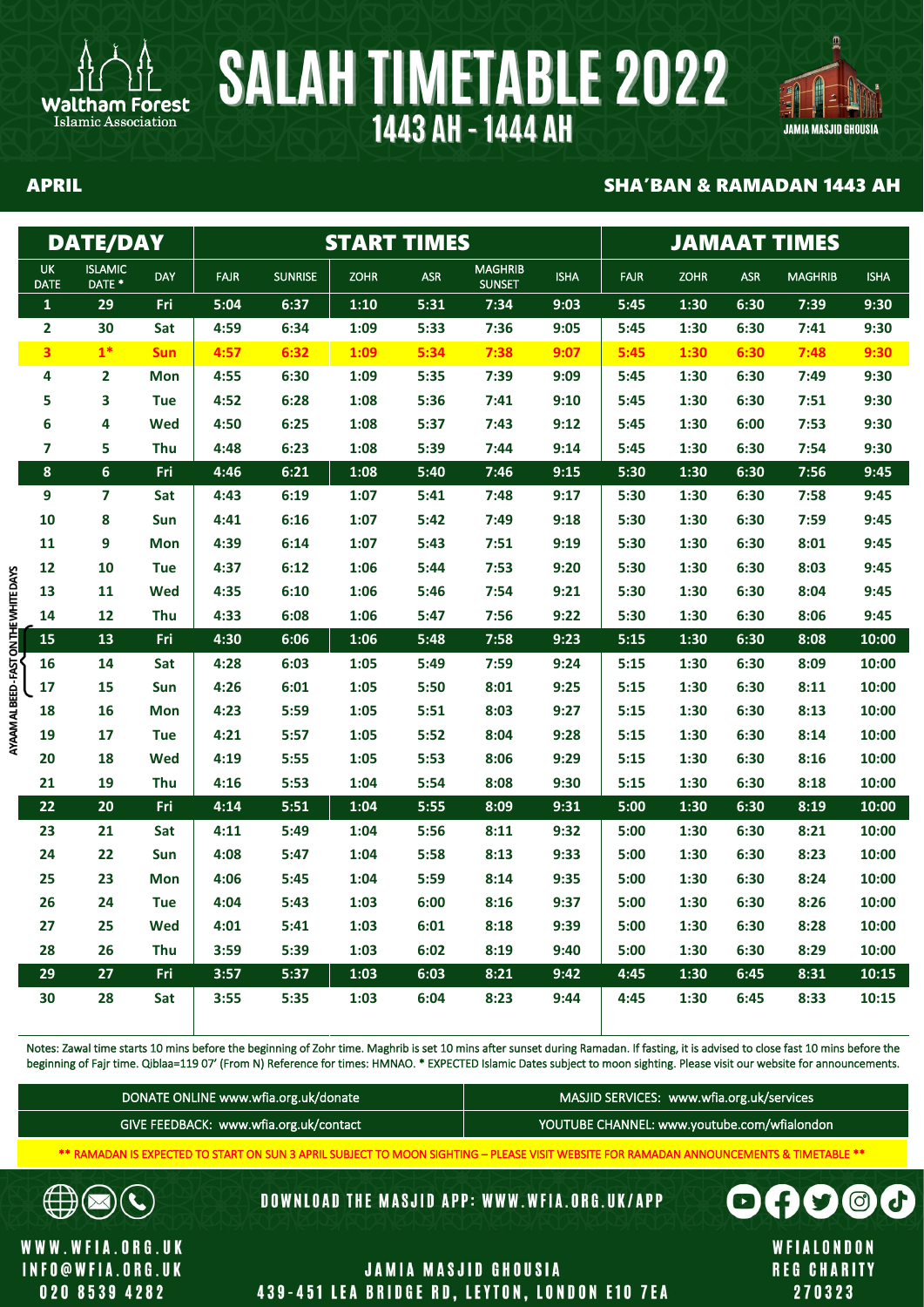Waltham Forest Islamic Association

# SALAH TIMETABLE 2022

## 1443 AH - 1444 AH

JAMIA MASJID GHOUSIA

**APRIL** — **SHA'BAN & RAMADAN 1443 AH**

| DATE/DAY | | | START TIMES | | | | | | JAMAAT TIMES | | | | |
|---|---|---|---|---|---|---|---|---|---|---|---|---|---|
| UK DATE | ISLAMIC DATE * | DAY | FAJR | SUNRISE | ZOHR | ASR | MAGHRIB SUNSET | ISHA | FAJR | ZOHR | ASR | MAGHRIB | ISHA |
| 1 | 29 | Fri | 5:04 | 6:37 | 1:10 | 5:31 | 7:34 | 9:03 | 5:45 | 1:30 | 6:30 | 7:39 | 9:30 |
| 2 | 30 | Sat | 4:59 | 6:34 | 1:09 | 5:33 | 7:36 | 9:05 | 5:45 | 1:30 | 6:30 | 7:41 | 9:30 |
| 3 | 1* | Sun | 4:57 | 6:32 | 1:09 | 5:34 | 7:38 | 9:07 | 5:45 | 1:30 | 6:30 | 7:48 | 9:30 |
| 4 | 2 | Mon | 4:55 | 6:30 | 1:09 | 5:35 | 7:39 | 9:09 | 5:45 | 1:30 | 6:30 | 7:49 | 9:30 |
| 5 | 3 | Tue | 4:52 | 6:28 | 1:08 | 5:36 | 7:41 | 9:10 | 5:45 | 1:30 | 6:30 | 7:51 | 9:30 |
| 6 | 4 | Wed | 4:50 | 6:25 | 1:08 | 5:37 | 7:43 | 9:12 | 5:45 | 1:30 | 6:00 | 7:53 | 9:30 |
| 7 | 5 | Thu | 4:48 | 6:23 | 1:08 | 5:39 | 7:44 | 9:14 | 5:45 | 1:30 | 6:30 | 7:54 | 9:30 |
| 8 | 6 | Fri | 4:46 | 6:21 | 1:08 | 5:40 | 7:46 | 9:15 | 5:30 | 1:30 | 6:30 | 7:56 | 9:45 |
| 9 | 7 | Sat | 4:43 | 6:19 | 1:07 | 5:41 | 7:48 | 9:17 | 5:30 | 1:30 | 6:30 | 7:58 | 9:45 |
| 10 | 8 | Sun | 4:41 | 6:16 | 1:07 | 5:42 | 7:49 | 9:18 | 5:30 | 1:30 | 6:30 | 7:59 | 9:45 |
| 11 | 9 | Mon | 4:39 | 6:14 | 1:07 | 5:43 | 7:51 | 9:19 | 5:30 | 1:30 | 6:30 | 8:01 | 9:45 |
| 12 | 10 | Tue | 4:37 | 6:12 | 1:06 | 5:44 | 7:53 | 9:20 | 5:30 | 1:30 | 6:30 | 8:03 | 9:45 |
| 13 | 11 | Wed | 4:35 | 6:10 | 1:06 | 5:46 | 7:54 | 9:21 | 5:30 | 1:30 | 6:30 | 8:04 | 9:45 |
| 14 | 12 | Thu | 4:33 | 6:08 | 1:06 | 5:47 | 7:56 | 9:22 | 5:30 | 1:30 | 6:30 | 8:06 | 9:45 |
| 15 | 13 | Fri | 4:30 | 6:06 | 1:06 | 5:48 | 7:58 | 9:23 | 5:15 | 1:30 | 6:30 | 8:08 | 10:00 |
| 16 | 14 | Sat | 4:28 | 6:03 | 1:05 | 5:49 | 7:59 | 9:24 | 5:15 | 1:30 | 6:30 | 8:09 | 10:00 |
| 17 | 15 | Sun | 4:26 | 6:01 | 1:05 | 5:50 | 8:01 | 9:25 | 5:15 | 1:30 | 6:30 | 8:11 | 10:00 |
| 18 | 16 | Mon | 4:23 | 5:59 | 1:05 | 5:51 | 8:03 | 9:27 | 5:15 | 1:30 | 6:30 | 8:13 | 10:00 |
| 19 | 17 | Tue | 4:21 | 5:57 | 1:05 | 5:52 | 8:04 | 9:28 | 5:15 | 1:30 | 6:30 | 8:14 | 10:00 |
| 20 | 18 | Wed | 4:19 | 5:55 | 1:05 | 5:53 | 8:06 | 9:29 | 5:15 | 1:30 | 6:30 | 8:16 | 10:00 |
| 21 | 19 | Thu | 4:16 | 5:53 | 1:04 | 5:54 | 8:08 | 9:30 | 5:15 | 1:30 | 6:30 | 8:18 | 10:00 |
| 22 | 20 | Fri | 4:14 | 5:51 | 1:04 | 5:55 | 8:09 | 9:31 | 5:00 | 1:30 | 6:30 | 8:19 | 10:00 |
| 23 | 21 | Sat | 4:11 | 5:49 | 1:04 | 5:56 | 8:11 | 9:32 | 5:00 | 1:30 | 6:30 | 8:21 | 10:00 |
| 24 | 22 | Sun | 4:08 | 5:47 | 1:04 | 5:58 | 8:13 | 9:33 | 5:00 | 1:30 | 6:30 | 8:23 | 10:00 |
| 25 | 23 | Mon | 4:06 | 5:45 | 1:04 | 5:59 | 8:14 | 9:35 | 5:00 | 1:30 | 6:30 | 8:24 | 10:00 |
| 26 | 24 | Tue | 4:04 | 5:43 | 1:03 | 6:00 | 8:16 | 9:37 | 5:00 | 1:30 | 6:30 | 8:26 | 10:00 |
| 27 | 25 | Wed | 4:01 | 5:41 | 1:03 | 6:01 | 8:18 | 9:39 | 5:00 | 1:30 | 6:30 | 8:28 | 10:00 |
| 28 | 26 | Thu | 3:59 | 5:39 | 1:03 | 6:02 | 8:19 | 9:40 | 5:00 | 1:30 | 6:30 | 8:29 | 10:00 |
| 29 | 27 | Fri | 3:57 | 5:37 | 1:03 | 6:03 | 8:21 | 9:42 | 4:45 | 1:30 | 6:45 | 8:31 | 10:15 |
| 30 | 28 | Sat | 3:55 | 5:35 | 1:03 | 6:04 | 8:23 | 9:44 | 4:45 | 1:30 | 6:45 | 8:33 | 10:15 |

AYAAM AL BEED - FAST ON THE WHITE DAYS (15–17)

Notes: Zawal time starts 10 mins before the beginning of Zohr time. Maghrib is set 10 mins after sunset during Ramadan. If fasting, it is advised to close fast 10 mins before the beginning of Fajr time. Qiblaa=119 07' (From N) Reference for times: HMNAO. * EXPECTED Islamic Dates subject to moon sighting. Please visit our website for announcements.

| | |
|---|---|
| DONATE ONLINE www.wfia.org.uk/donate | MASJID SERVICES: www.wfia.org.uk/services |
| GIVE FEEDBACK: www.wfia.org.uk/contact | YOUTUBE CHANNEL: www.youtube.com/wfialondon |

** RAMADAN IS EXPECTED TO START ON SUN 3 APRIL SUBJECT TO MOON SIGHTING – PLEASE VISIT WEBSITE FOR RAMADAN ANNOUNCEMENTS & TIMETABLE **

DOWNLOAD THE MASJID APP: WWW.WFIA.ORG.UK/APP

WWW.WFIA.ORG.UK
INFO@WFIA.ORG.UK
020 8539 4282

JAMIA MASJID GHOUSIA
439-451 LEA BRIDGE RD, LEYTON, LONDON E10 7EA

WFIALONDON
REG CHARITY
270323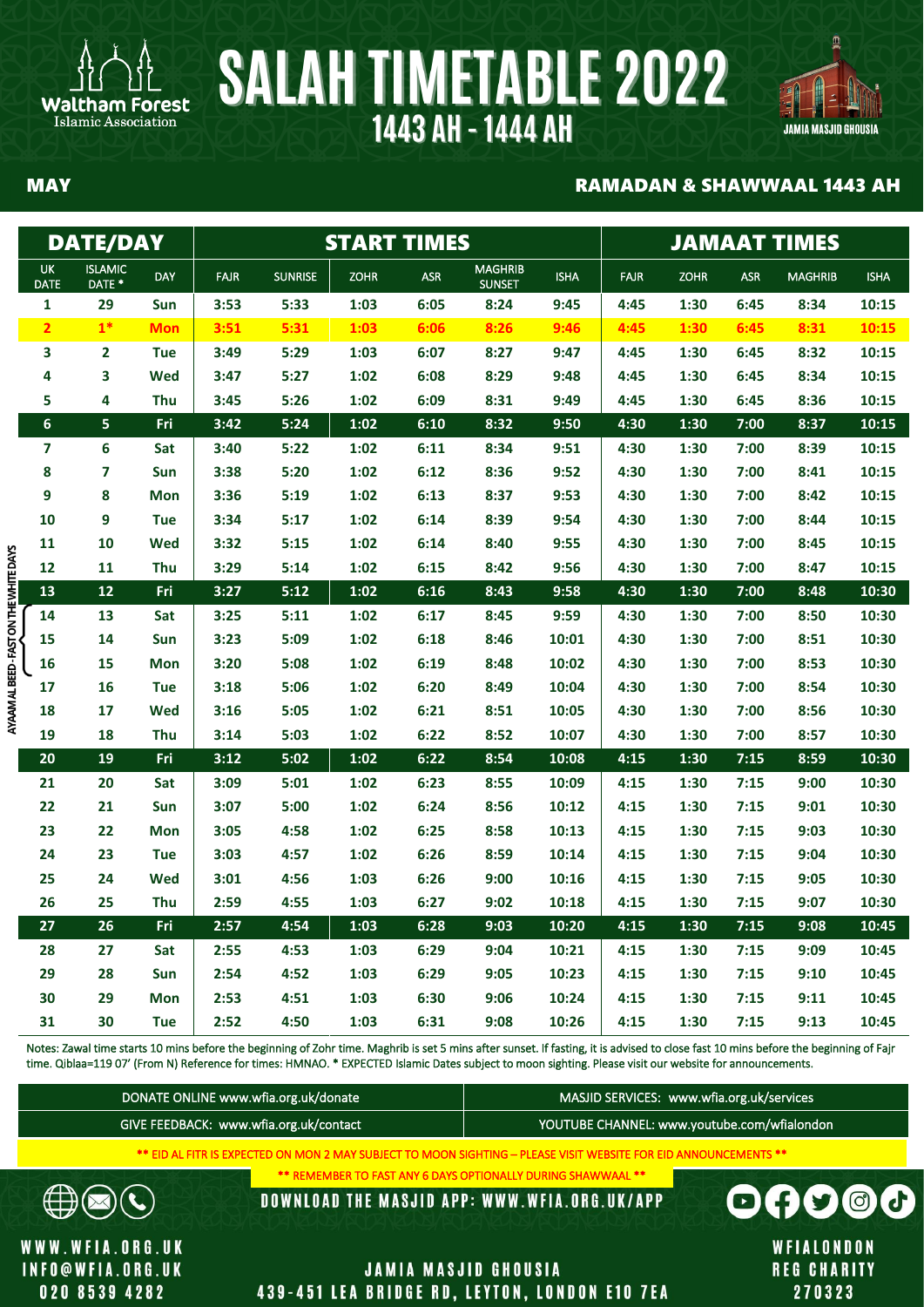# SALAH TIMETABLE 2022
## 1443 AH - 1444 AH

Waltham Forest Islamic Association

JAMIA MASJID GHOUSIA

**MAY** — **RAMADAN & SHAWWAAL 1443 AH**

| DATE/DAY | | | START TIMES | | | | | | JAMAAT TIMES | | | | |
|---|---|---|---|---|---|---|---|---|---|---|---|---|---|
| UK DATE | ISLAMIC DATE * | DAY | FAJR | SUNRISE | ZOHR | ASR | MAGHRIB SUNSET | ISHA | FAJR | ZOHR | ASR | MAGHRIB | ISHA |
| 1 | 29 | Sun | 3:53 | 5:33 | 1:03 | 6:05 | 8:24 | 9:45 | 4:45 | 1:30 | 6:45 | 8:34 | 10:15 |
| 2 | 1* | Mon | 3:51 | 5:31 | 1:03 | 6:06 | 8:26 | 9:46 | 4:45 | 1:30 | 6:45 | 8:31 | 10:15 |
| 3 | 2 | Tue | 3:49 | 5:29 | 1:03 | 6:07 | 8:27 | 9:47 | 4:45 | 1:30 | 6:45 | 8:32 | 10:15 |
| 4 | 3 | Wed | 3:47 | 5:27 | 1:02 | 6:08 | 8:29 | 9:48 | 4:45 | 1:30 | 6:45 | 8:34 | 10:15 |
| 5 | 4 | Thu | 3:45 | 5:26 | 1:02 | 6:09 | 8:31 | 9:49 | 4:45 | 1:30 | 6:45 | 8:36 | 10:15 |
| 6 | 5 | Fri | 3:42 | 5:24 | 1:02 | 6:10 | 8:32 | 9:50 | 4:30 | 1:30 | 7:00 | 8:37 | 10:15 |
| 7 | 6 | Sat | 3:40 | 5:22 | 1:02 | 6:11 | 8:34 | 9:51 | 4:30 | 1:30 | 7:00 | 8:39 | 10:15 |
| 8 | 7 | Sun | 3:38 | 5:20 | 1:02 | 6:12 | 8:36 | 9:52 | 4:30 | 1:30 | 7:00 | 8:41 | 10:15 |
| 9 | 8 | Mon | 3:36 | 5:19 | 1:02 | 6:13 | 8:37 | 9:53 | 4:30 | 1:30 | 7:00 | 8:42 | 10:15 |
| 10 | 9 | Tue | 3:34 | 5:17 | 1:02 | 6:14 | 8:39 | 9:54 | 4:30 | 1:30 | 7:00 | 8:44 | 10:15 |
| 11 | 10 | Wed | 3:32 | 5:15 | 1:02 | 6:14 | 8:40 | 9:55 | 4:30 | 1:30 | 7:00 | 8:45 | 10:15 |
| 12 | 11 | Thu | 3:29 | 5:14 | 1:02 | 6:15 | 8:42 | 9:56 | 4:30 | 1:30 | 7:00 | 8:47 | 10:15 |
| 13 | 12 | Fri | 3:27 | 5:12 | 1:02 | 6:16 | 8:43 | 9:58 | 4:30 | 1:30 | 7:00 | 8:48 | 10:30 |
| 14 | 13 | Sat | 3:25 | 5:11 | 1:02 | 6:17 | 8:45 | 9:59 | 4:30 | 1:30 | 7:00 | 8:50 | 10:30 |
| 15 | 14 | Sun | 3:23 | 5:09 | 1:02 | 6:18 | 8:46 | 10:01 | 4:30 | 1:30 | 7:00 | 8:51 | 10:30 |
| 16 | 15 | Mon | 3:20 | 5:08 | 1:02 | 6:19 | 8:48 | 10:02 | 4:30 | 1:30 | 7:00 | 8:53 | 10:30 |
| 17 | 16 | Tue | 3:18 | 5:06 | 1:02 | 6:20 | 8:49 | 10:04 | 4:30 | 1:30 | 7:00 | 8:54 | 10:30 |
| 18 | 17 | Wed | 3:16 | 5:05 | 1:02 | 6:21 | 8:51 | 10:05 | 4:30 | 1:30 | 7:00 | 8:56 | 10:30 |
| 19 | 18 | Thu | 3:14 | 5:03 | 1:02 | 6:22 | 8:52 | 10:07 | 4:30 | 1:30 | 7:00 | 8:57 | 10:30 |
| 20 | 19 | Fri | 3:12 | 5:02 | 1:02 | 6:22 | 8:54 | 10:08 | 4:15 | 1:30 | 7:15 | 8:59 | 10:30 |
| 21 | 20 | Sat | 3:09 | 5:01 | 1:02 | 6:23 | 8:55 | 10:09 | 4:15 | 1:30 | 7:15 | 9:00 | 10:30 |
| 22 | 21 | Sun | 3:07 | 5:00 | 1:02 | 6:24 | 8:56 | 10:12 | 4:15 | 1:30 | 7:15 | 9:01 | 10:30 |
| 23 | 22 | Mon | 3:05 | 4:58 | 1:02 | 6:25 | 8:58 | 10:13 | 4:15 | 1:30 | 7:15 | 9:03 | 10:30 |
| 24 | 23 | Tue | 3:03 | 4:57 | 1:02 | 6:26 | 8:59 | 10:14 | 4:15 | 1:30 | 7:15 | 9:04 | 10:30 |
| 25 | 24 | Wed | 3:01 | 4:56 | 1:03 | 6:26 | 9:00 | 10:16 | 4:15 | 1:30 | 7:15 | 9:05 | 10:30 |
| 26 | 25 | Thu | 2:59 | 4:55 | 1:03 | 6:27 | 9:02 | 10:18 | 4:15 | 1:30 | 7:15 | 9:07 | 10:30 |
| 27 | 26 | Fri | 2:57 | 4:54 | 1:03 | 6:28 | 9:03 | 10:20 | 4:15 | 1:30 | 7:15 | 9:08 | 10:45 |
| 28 | 27 | Sat | 2:55 | 4:53 | 1:03 | 6:29 | 9:04 | 10:21 | 4:15 | 1:30 | 7:15 | 9:09 | 10:45 |
| 29 | 28 | Sun | 2:54 | 4:52 | 1:03 | 6:29 | 9:05 | 10:23 | 4:15 | 1:30 | 7:15 | 9:10 | 10:45 |
| 30 | 29 | Mon | 2:53 | 4:51 | 1:03 | 6:30 | 9:06 | 10:24 | 4:15 | 1:30 | 7:15 | 9:11 | 10:45 |
| 31 | 30 | Tue | 2:52 | 4:50 | 1:03 | 6:31 | 9:08 | 10:26 | 4:15 | 1:30 | 7:15 | 9:13 | 10:45 |

AYAAM AL BEED - FAST ON THE WHITE DAYS (14, 15, 16)

Notes: Zawal time starts 10 mins before the beginning of Zohr time. Maghrib is set 5 mins after sunset. If fasting, it is advised to close fast 10 mins before the beginning of Fajr time. Qiblaa=119 07' (From N) Reference for times: HMNAO. * EXPECTED Islamic Dates subject to moon sighting. Please visit our website for announcements.

| | |
|---|---|
| DONATE ONLINE www.wfia.org.uk/donate | MASJID SERVICES: www.wfia.org.uk/services |
| GIVE FEEDBACK: www.wfia.org.uk/contact | YOUTUBE CHANNEL: www.youtube.com/wfialondon |

** EID AL FITR IS EXPECTED ON MON 2 MAY SUBJECT TO MOON SIGHTING – PLEASE VISIT WEBSITE FOR EID ANNOUNCEMENTS **

** REMEMBER TO FAST ANY 6 DAYS OPTIONALLY DURING SHAWWAAL **

DOWNLOAD THE MASJID APP: WWW.WFIA.ORG.UK/APP

WWW.WFIA.ORG.UK
INFO@WFIA.ORG.UK
020 8539 4282

JAMIA MASJID GHOUSIA
439-451 LEA BRIDGE RD, LEYTON, LONDON E10 7EA

WFIALONDON
REG CHARITY
270323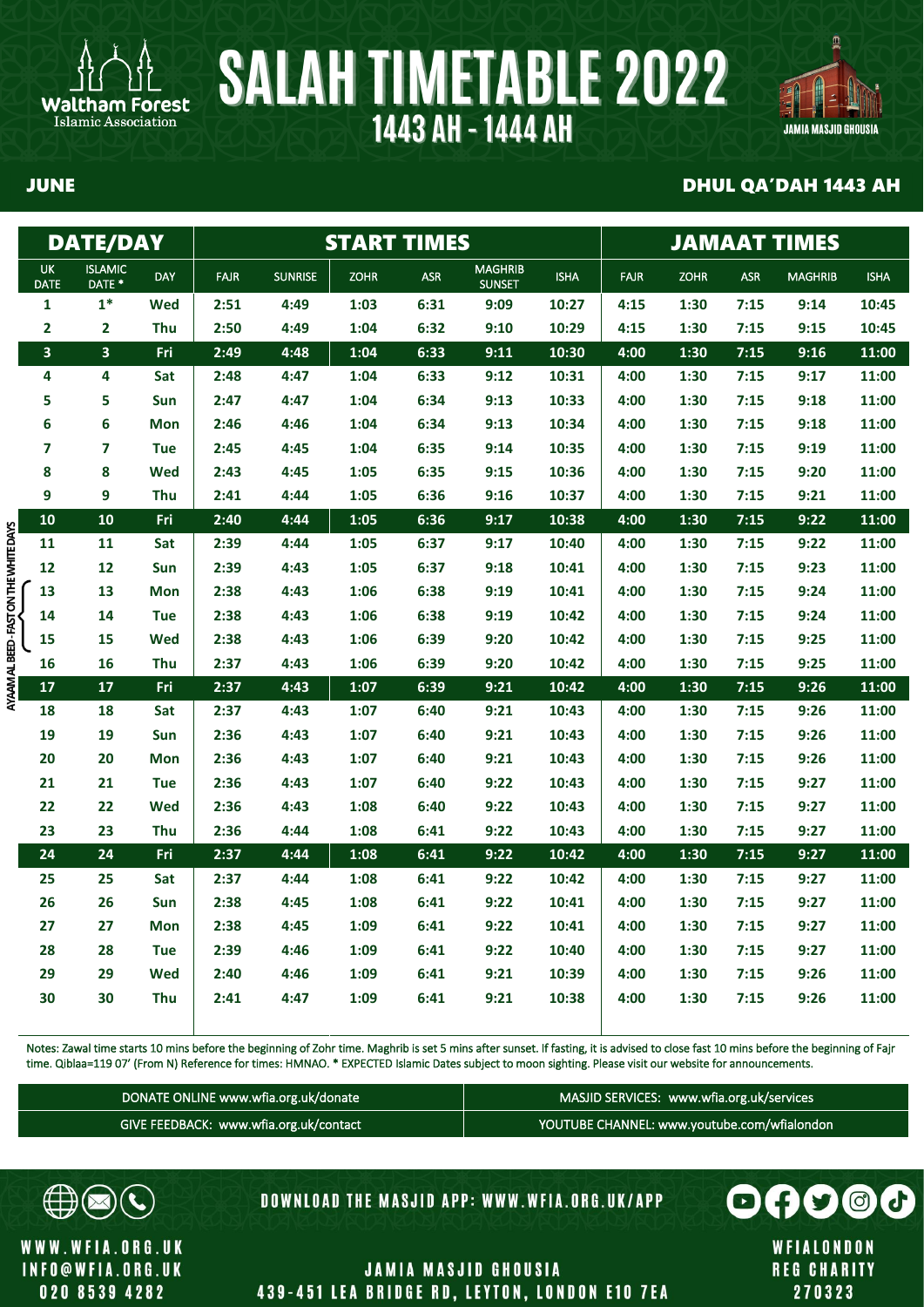Waltham Forest Islamic Association

# SALAH TIMETABLE 2022

## 1443 AH - 1444 AH

JAMIA MASJID GHOUSIA

**JUNE** — **DHUL QA'DAH 1443 AH**

| DATE/DAY | | | START TIMES | | | | | | JAMAAT TIMES | | | | |
|---|---|---|---|---|---|---|---|---|---|---|---|---|---|
| UK DATE | ISLAMIC DATE * | DAY | FAJR | SUNRISE | ZOHR | ASR | MAGHRIB SUNSET | ISHA | FAJR | ZOHR | ASR | MAGHRIB | ISHA |
| 1 | 1* | Wed | 2:51 | 4:49 | 1:03 | 6:31 | 9:09 | 10:27 | 4:15 | 1:30 | 7:15 | 9:14 | 10:45 |
| 2 | 2 | Thu | 2:50 | 4:49 | 1:04 | 6:32 | 9:10 | 10:29 | 4:15 | 1:30 | 7:15 | 9:15 | 10:45 |
| 3 | 3 | Fri | 2:49 | 4:48 | 1:04 | 6:33 | 9:11 | 10:30 | 4:00 | 1:30 | 7:15 | 9:16 | 11:00 |
| 4 | 4 | Sat | 2:48 | 4:47 | 1:04 | 6:33 | 9:12 | 10:31 | 4:00 | 1:30 | 7:15 | 9:17 | 11:00 |
| 5 | 5 | Sun | 2:47 | 4:47 | 1:04 | 6:34 | 9:13 | 10:33 | 4:00 | 1:30 | 7:15 | 9:18 | 11:00 |
| 6 | 6 | Mon | 2:46 | 4:46 | 1:04 | 6:34 | 9:13 | 10:34 | 4:00 | 1:30 | 7:15 | 9:18 | 11:00 |
| 7 | 7 | Tue | 2:45 | 4:45 | 1:04 | 6:35 | 9:14 | 10:35 | 4:00 | 1:30 | 7:15 | 9:19 | 11:00 |
| 8 | 8 | Wed | 2:43 | 4:45 | 1:05 | 6:35 | 9:15 | 10:36 | 4:00 | 1:30 | 7:15 | 9:20 | 11:00 |
| 9 | 9 | Thu | 2:41 | 4:44 | 1:05 | 6:36 | 9:16 | 10:37 | 4:00 | 1:30 | 7:15 | 9:21 | 11:00 |
| 10 | 10 | Fri | 2:40 | 4:44 | 1:05 | 6:36 | 9:17 | 10:38 | 4:00 | 1:30 | 7:15 | 9:22 | 11:00 |
| 11 | 11 | Sat | 2:39 | 4:44 | 1:05 | 6:37 | 9:17 | 10:40 | 4:00 | 1:30 | 7:15 | 9:22 | 11:00 |
| 12 | 12 | Sun | 2:39 | 4:43 | 1:05 | 6:37 | 9:18 | 10:41 | 4:00 | 1:30 | 7:15 | 9:23 | 11:00 |
| 13 | 13 | Mon | 2:38 | 4:43 | 1:06 | 6:38 | 9:19 | 10:41 | 4:00 | 1:30 | 7:15 | 9:24 | 11:00 |
| 14 | 14 | Tue | 2:38 | 4:43 | 1:06 | 6:38 | 9:19 | 10:42 | 4:00 | 1:30 | 7:15 | 9:24 | 11:00 |
| 15 | 15 | Wed | 2:38 | 4:43 | 1:06 | 6:39 | 9:20 | 10:42 | 4:00 | 1:30 | 7:15 | 9:25 | 11:00 |
| 16 | 16 | Thu | 2:37 | 4:43 | 1:06 | 6:39 | 9:20 | 10:42 | 4:00 | 1:30 | 7:15 | 9:25 | 11:00 |
| 17 | 17 | Fri | 2:37 | 4:43 | 1:07 | 6:39 | 9:21 | 10:42 | 4:00 | 1:30 | 7:15 | 9:26 | 11:00 |
| 18 | 18 | Sat | 2:37 | 4:43 | 1:07 | 6:40 | 9:21 | 10:43 | 4:00 | 1:30 | 7:15 | 9:26 | 11:00 |
| 19 | 19 | Sun | 2:36 | 4:43 | 1:07 | 6:40 | 9:21 | 10:43 | 4:00 | 1:30 | 7:15 | 9:26 | 11:00 |
| 20 | 20 | Mon | 2:36 | 4:43 | 1:07 | 6:40 | 9:21 | 10:43 | 4:00 | 1:30 | 7:15 | 9:26 | 11:00 |
| 21 | 21 | Tue | 2:36 | 4:43 | 1:07 | 6:40 | 9:22 | 10:43 | 4:00 | 1:30 | 7:15 | 9:27 | 11:00 |
| 22 | 22 | Wed | 2:36 | 4:43 | 1:08 | 6:40 | 9:22 | 10:43 | 4:00 | 1:30 | 7:15 | 9:27 | 11:00 |
| 23 | 23 | Thu | 2:36 | 4:44 | 1:08 | 6:41 | 9:22 | 10:43 | 4:00 | 1:30 | 7:15 | 9:27 | 11:00 |
| 24 | 24 | Fri | 2:37 | 4:44 | 1:08 | 6:41 | 9:22 | 10:42 | 4:00 | 1:30 | 7:15 | 9:27 | 11:00 |
| 25 | 25 | Sat | 2:37 | 4:44 | 1:08 | 6:41 | 9:22 | 10:42 | 4:00 | 1:30 | 7:15 | 9:27 | 11:00 |
| 26 | 26 | Sun | 2:38 | 4:45 | 1:08 | 6:41 | 9:22 | 10:41 | 4:00 | 1:30 | 7:15 | 9:27 | 11:00 |
| 27 | 27 | Mon | 2:38 | 4:45 | 1:09 | 6:41 | 9:22 | 10:41 | 4:00 | 1:30 | 7:15 | 9:27 | 11:00 |
| 28 | 28 | Tue | 2:39 | 4:46 | 1:09 | 6:41 | 9:22 | 10:40 | 4:00 | 1:30 | 7:15 | 9:27 | 11:00 |
| 29 | 29 | Wed | 2:40 | 4:46 | 1:09 | 6:41 | 9:21 | 10:39 | 4:00 | 1:30 | 7:15 | 9:26 | 11:00 |
| 30 | 30 | Thu | 2:41 | 4:47 | 1:09 | 6:41 | 9:21 | 10:38 | 4:00 | 1:30 | 7:15 | 9:26 | 11:00 |

AYAAM AL BEED - FAST ON THE WHITE DAYS (13–15)

Notes: Zawal time starts 10 mins before the beginning of Zohr time. Maghrib is set 5 mins after sunset. If fasting, it is advised to close fast 10 mins before the beginning of Fajr time. Qiblaa=119 07' (From N) Reference for times: HMNAO. * EXPECTED Islamic Dates subject to moon sighting. Please visit our website for announcements.

| | |
|---|---|
| DONATE ONLINE www.wfia.org.uk/donate | MASJID SERVICES: www.wfia.org.uk/services |
| GIVE FEEDBACK: www.wfia.org.uk/contact | YOUTUBE CHANNEL: www.youtube.com/wfialondon |

DOWNLOAD THE MASJID APP: WWW.WFIA.ORG.UK/APP

WWW.WFIA.ORG.UK
INFO@WFIA.ORG.UK
020 8539 4282

JAMIA MASJID GHOUSIA
439-451 LEA BRIDGE RD, LEYTON, LONDON E10 7EA

WFIALONDON
REG CHARITY
270323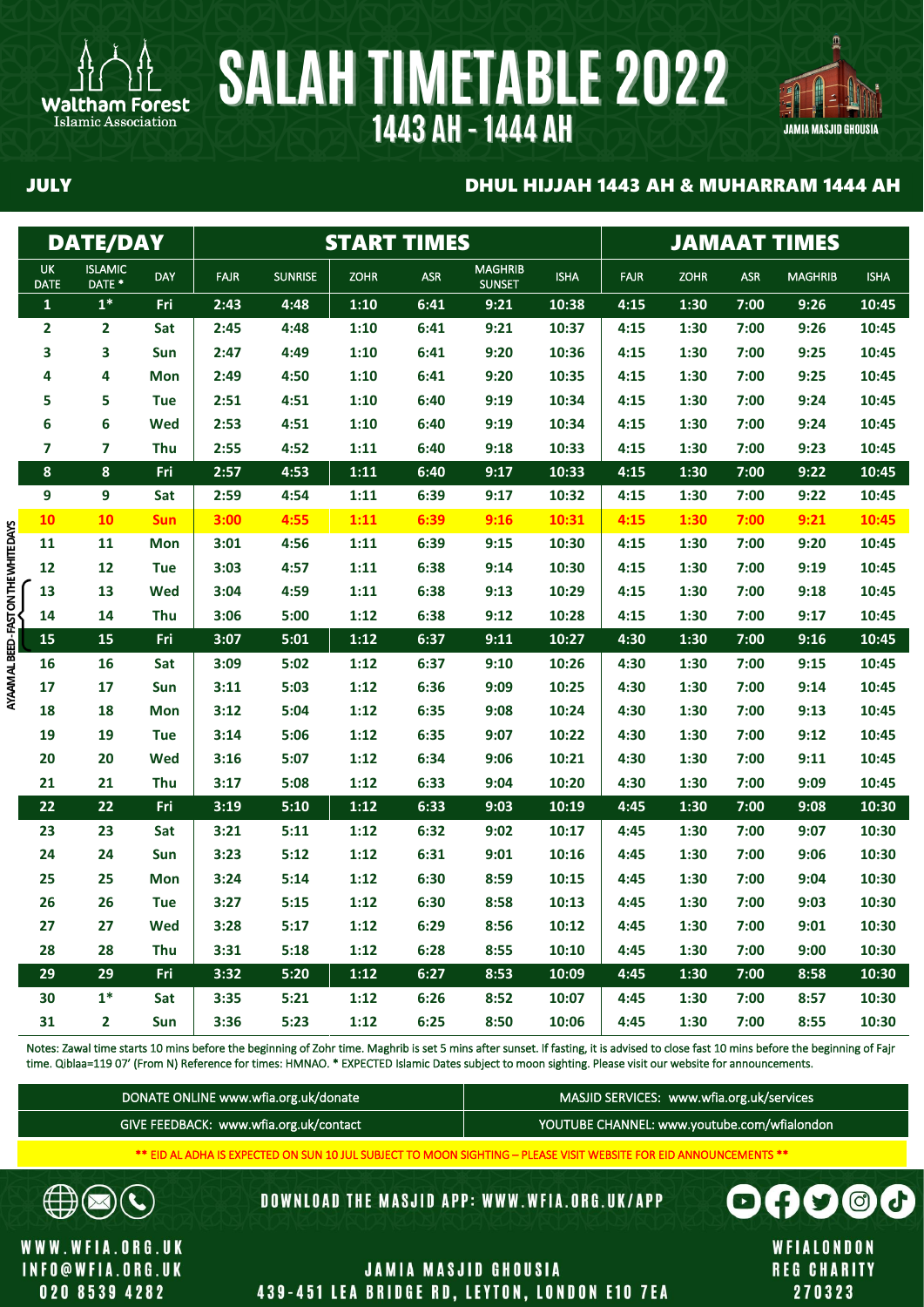Waltham Forest Islamic Association

# SALAH TIMETABLE 2022

## 1443 AH - 1444 AH

JAMIA MASJID GHOUSIA

**JULY** — **DHUL HIJJAH 1443 AH & MUHARRAM 1444 AH**

| DATE/DAY | | | START TIMES | | | | | | JAMAAT TIMES | | | | |
|---|---|---|---|---|---|---|---|---|---|---|---|---|---|
| UK DATE | ISLAMIC DATE * | DAY | FAJR | SUNRISE | ZOHR | ASR | MAGHRIB SUNSET | ISHA | FAJR | ZOHR | ASR | MAGHRIB | ISHA |
| 1 | 1* | Fri | 2:43 | 4:48 | 1:10 | 6:41 | 9:21 | 10:38 | 4:15 | 1:30 | 7:00 | 9:26 | 10:45 |
| 2 | 2 | Sat | 2:45 | 4:48 | 1:10 | 6:41 | 9:21 | 10:37 | 4:15 | 1:30 | 7:00 | 9:26 | 10:45 |
| 3 | 3 | Sun | 2:47 | 4:49 | 1:10 | 6:41 | 9:20 | 10:36 | 4:15 | 1:30 | 7:00 | 9:25 | 10:45 |
| 4 | 4 | Mon | 2:49 | 4:50 | 1:10 | 6:41 | 9:20 | 10:35 | 4:15 | 1:30 | 7:00 | 9:25 | 10:45 |
| 5 | 5 | Tue | 2:51 | 4:51 | 1:10 | 6:40 | 9:19 | 10:34 | 4:15 | 1:30 | 7:00 | 9:24 | 10:45 |
| 6 | 6 | Wed | 2:53 | 4:51 | 1:10 | 6:40 | 9:19 | 10:34 | 4:15 | 1:30 | 7:00 | 9:24 | 10:45 |
| 7 | 7 | Thu | 2:55 | 4:52 | 1:11 | 6:40 | 9:18 | 10:33 | 4:15 | 1:30 | 7:00 | 9:23 | 10:45 |
| 8 | 8 | Fri | 2:57 | 4:53 | 1:11 | 6:40 | 9:17 | 10:33 | 4:15 | 1:30 | 7:00 | 9:22 | 10:45 |
| 9 | 9 | Sat | 2:59 | 4:54 | 1:11 | 6:39 | 9:17 | 10:32 | 4:15 | 1:30 | 7:00 | 9:22 | 10:45 |
| 10 | 10 | Sun | 3:00 | 4:55 | 1:11 | 6:39 | 9:16 | 10:31 | 4:15 | 1:30 | 7:00 | 9:21 | 10:45 |
| 11 | 11 | Mon | 3:01 | 4:56 | 1:11 | 6:39 | 9:15 | 10:30 | 4:15 | 1:30 | 7:00 | 9:20 | 10:45 |
| 12 | 12 | Tue | 3:03 | 4:57 | 1:11 | 6:38 | 9:14 | 10:30 | 4:15 | 1:30 | 7:00 | 9:19 | 10:45 |
| 13 | 13 | Wed | 3:04 | 4:59 | 1:11 | 6:38 | 9:13 | 10:29 | 4:15 | 1:30 | 7:00 | 9:18 | 10:45 |
| 14 | 14 | Thu | 3:06 | 5:00 | 1:12 | 6:38 | 9:12 | 10:28 | 4:15 | 1:30 | 7:00 | 9:17 | 10:45 |
| 15 | 15 | Fri | 3:07 | 5:01 | 1:12 | 6:37 | 9:11 | 10:27 | 4:30 | 1:30 | 7:00 | 9:16 | 10:45 |
| 16 | 16 | Sat | 3:09 | 5:02 | 1:12 | 6:37 | 9:10 | 10:26 | 4:30 | 1:30 | 7:00 | 9:15 | 10:45 |
| 17 | 17 | Sun | 3:11 | 5:03 | 1:12 | 6:36 | 9:09 | 10:25 | 4:30 | 1:30 | 7:00 | 9:14 | 10:45 |
| 18 | 18 | Mon | 3:12 | 5:04 | 1:12 | 6:35 | 9:08 | 10:24 | 4:30 | 1:30 | 7:00 | 9:13 | 10:45 |
| 19 | 19 | Tue | 3:14 | 5:06 | 1:12 | 6:35 | 9:07 | 10:22 | 4:30 | 1:30 | 7:00 | 9:12 | 10:45 |
| 20 | 20 | Wed | 3:16 | 5:07 | 1:12 | 6:34 | 9:06 | 10:21 | 4:30 | 1:30 | 7:00 | 9:11 | 10:45 |
| 21 | 21 | Thu | 3:17 | 5:08 | 1:12 | 6:33 | 9:04 | 10:20 | 4:30 | 1:30 | 7:00 | 9:09 | 10:45 |
| 22 | 22 | Fri | 3:19 | 5:10 | 1:12 | 6:33 | 9:03 | 10:19 | 4:45 | 1:30 | 7:00 | 9:08 | 10:30 |
| 23 | 23 | Sat | 3:21 | 5:11 | 1:12 | 6:32 | 9:02 | 10:17 | 4:45 | 1:30 | 7:00 | 9:07 | 10:30 |
| 24 | 24 | Sun | 3:23 | 5:12 | 1:12 | 6:31 | 9:01 | 10:16 | 4:45 | 1:30 | 7:00 | 9:06 | 10:30 |
| 25 | 25 | Mon | 3:24 | 5:14 | 1:12 | 6:30 | 8:59 | 10:15 | 4:45 | 1:30 | 7:00 | 9:04 | 10:30 |
| 26 | 26 | Tue | 3:27 | 5:15 | 1:12 | 6:30 | 8:58 | 10:13 | 4:45 | 1:30 | 7:00 | 9:03 | 10:30 |
| 27 | 27 | Wed | 3:28 | 5:17 | 1:12 | 6:29 | 8:56 | 10:12 | 4:45 | 1:30 | 7:00 | 9:01 | 10:30 |
| 28 | 28 | Thu | 3:31 | 5:18 | 1:12 | 6:28 | 8:55 | 10:10 | 4:45 | 1:30 | 7:00 | 9:00 | 10:30 |
| 29 | 29 | Fri | 3:32 | 5:20 | 1:12 | 6:27 | 8:53 | 10:09 | 4:45 | 1:30 | 7:00 | 8:58 | 10:30 |
| 30 | 1* | Sat | 3:35 | 5:21 | 1:12 | 6:26 | 8:52 | 10:07 | 4:45 | 1:30 | 7:00 | 8:57 | 10:30 |
| 31 | 2 | Sun | 3:36 | 5:23 | 1:12 | 6:25 | 8:50 | 10:06 | 4:45 | 1:30 | 7:00 | 8:55 | 10:30 |

AYAAM AL BEED - FAST ON THE WHITE DAYS (13–15)

Notes: Zawal time starts 10 mins before the beginning of Zohr time. Maghrib is set 5 mins after sunset. If fasting, it is advised to close fast 10 mins before the beginning of Fajr time. Qiblaa=119 07' (From N) Reference for times: HMNAO. * EXPECTED Islamic Dates subject to moon sighting. Please visit our website for announcements.

| | |
|---|---|
| DONATE ONLINE www.wfia.org.uk/donate | MASJID SERVICES: www.wfia.org.uk/services |
| GIVE FEEDBACK: www.wfia.org.uk/contact | YOUTUBE CHANNEL: www.youtube.com/wfialondon |

** EID AL ADHA IS EXPECTED ON SUN 10 JUL SUBJECT TO MOON SIGHTING – PLEASE VISIT WEBSITE FOR EID ANNOUNCEMENTS **

DOWNLOAD THE MASJID APP: WWW.WFIA.ORG.UK/APP

WWW.WFIA.ORG.UK
INFO@WFIA.ORG.UK
020 8539 4282

JAMIA MASJID GHOUSIA
439-451 LEA BRIDGE RD, LEYTON, LONDON E10 7EA

WFIALONDON
REG CHARITY
270323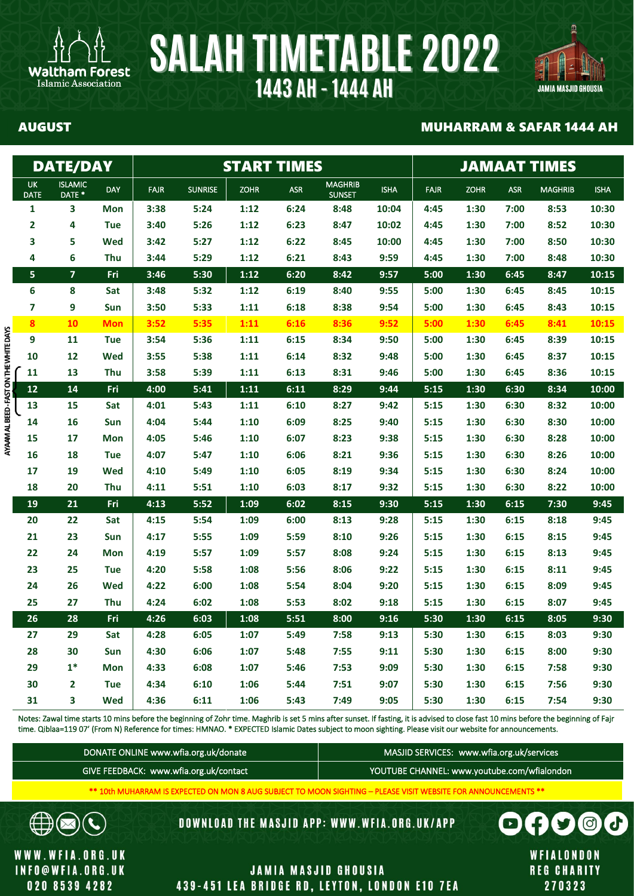Waltham Forest Islamic Association

# SALAH TIMETABLE 2022

## 1443 AH - 1444 AH

JAMIA MASJID GHOUSIA

**AUGUST** — **MUHARRAM & SAFAR 1444 AH**

| DATE/DAY | | | START TIMES | | | | | | JAMAAT TIMES | | | | |
|---|---|---|---|---|---|---|---|---|---|---|---|---|---|
| UK DATE | ISLAMIC DATE * | DAY | FAJR | SUNRISE | ZOHR | ASR | MAGHRIB SUNSET | ISHA | FAJR | ZOHR | ASR | MAGHRIB | ISHA |
| 1 | 3 | Mon | 3:38 | 5:24 | 1:12 | 6:24 | 8:48 | 10:04 | 4:45 | 1:30 | 7:00 | 8:53 | 10:30 |
| 2 | 4 | Tue | 3:40 | 5:26 | 1:12 | 6:23 | 8:47 | 10:02 | 4:45 | 1:30 | 7:00 | 8:52 | 10:30 |
| 3 | 5 | Wed | 3:42 | 5:27 | 1:12 | 6:22 | 8:45 | 10:00 | 4:45 | 1:30 | 7:00 | 8:50 | 10:30 |
| 4 | 6 | Thu | 3:44 | 5:29 | 1:12 | 6:21 | 8:43 | 9:59 | 4:45 | 1:30 | 7:00 | 8:48 | 10:30 |
| 5 | 7 | Fri | 3:46 | 5:30 | 1:12 | 6:20 | 8:42 | 9:57 | 5:00 | 1:30 | 6:45 | 8:47 | 10:15 |
| 6 | 8 | Sat | 3:48 | 5:32 | 1:12 | 6:19 | 8:40 | 9:55 | 5:00 | 1:30 | 6:45 | 8:45 | 10:15 |
| 7 | 9 | Sun | 3:50 | 5:33 | 1:11 | 6:18 | 8:38 | 9:54 | 5:00 | 1:30 | 6:45 | 8:43 | 10:15 |
| 8 | 10 | Mon | 3:52 | 5:35 | 1:11 | 6:16 | 8:36 | 9:52 | 5:00 | 1:30 | 6:45 | 8:41 | 10:15 |
| 9 | 11 | Tue | 3:54 | 5:36 | 1:11 | 6:15 | 8:34 | 9:50 | 5:00 | 1:30 | 6:45 | 8:39 | 10:15 |
| 10 | 12 | Wed | 3:55 | 5:38 | 1:11 | 6:14 | 8:32 | 9:48 | 5:00 | 1:30 | 6:45 | 8:37 | 10:15 |
| 11 | 13 | Thu | 3:58 | 5:39 | 1:11 | 6:13 | 8:31 | 9:46 | 5:00 | 1:30 | 6:45 | 8:36 | 10:15 |
| 12 | 14 | Fri | 4:00 | 5:41 | 1:11 | 6:11 | 8:29 | 9:44 | 5:15 | 1:30 | 6:30 | 8:34 | 10:00 |
| 13 | 15 | Sat | 4:01 | 5:43 | 1:11 | 6:10 | 8:27 | 9:42 | 5:15 | 1:30 | 6:30 | 8:32 | 10:00 |
| 14 | 16 | Sun | 4:04 | 5:44 | 1:10 | 6:09 | 8:25 | 9:40 | 5:15 | 1:30 | 6:30 | 8:30 | 10:00 |
| 15 | 17 | Mon | 4:05 | 5:46 | 1:10 | 6:07 | 8:23 | 9:38 | 5:15 | 1:30 | 6:30 | 8:28 | 10:00 |
| 16 | 18 | Tue | 4:07 | 5:47 | 1:10 | 6:06 | 8:21 | 9:36 | 5:15 | 1:30 | 6:30 | 8:26 | 10:00 |
| 17 | 19 | Wed | 4:10 | 5:49 | 1:10 | 6:05 | 8:19 | 9:34 | 5:15 | 1:30 | 6:30 | 8:24 | 10:00 |
| 18 | 20 | Thu | 4:11 | 5:51 | 1:10 | 6:03 | 8:17 | 9:32 | 5:15 | 1:30 | 6:30 | 8:22 | 10:00 |
| 19 | 21 | Fri | 4:13 | 5:52 | 1:09 | 6:02 | 8:15 | 9:30 | 5:15 | 1:30 | 6:15 | 7:30 | 9:45 |
| 20 | 22 | Sat | 4:15 | 5:54 | 1:09 | 6:00 | 8:13 | 9:28 | 5:15 | 1:30 | 6:15 | 8:18 | 9:45 |
| 21 | 23 | Sun | 4:17 | 5:55 | 1:09 | 5:59 | 8:10 | 9:26 | 5:15 | 1:30 | 6:15 | 8:15 | 9:45 |
| 22 | 24 | Mon | 4:19 | 5:57 | 1:09 | 5:57 | 8:08 | 9:24 | 5:15 | 1:30 | 6:15 | 8:13 | 9:45 |
| 23 | 25 | Tue | 4:20 | 5:58 | 1:08 | 5:56 | 8:06 | 9:22 | 5:15 | 1:30 | 6:15 | 8:11 | 9:45 |
| 24 | 26 | Wed | 4:22 | 6:00 | 1:08 | 5:54 | 8:04 | 9:20 | 5:15 | 1:30 | 6:15 | 8:09 | 9:45 |
| 25 | 27 | Thu | 4:24 | 6:02 | 1:08 | 5:53 | 8:02 | 9:18 | 5:15 | 1:30 | 6:15 | 8:07 | 9:45 |
| 26 | 28 | Fri | 4:26 | 6:03 | 1:08 | 5:51 | 8:00 | 9:16 | 5:30 | 1:30 | 6:15 | 8:05 | 9:30 |
| 27 | 29 | Sat | 4:28 | 6:05 | 1:07 | 5:49 | 7:58 | 9:13 | 5:30 | 1:30 | 6:15 | 8:03 | 9:30 |
| 28 | 30 | Sun | 4:30 | 6:06 | 1:07 | 5:48 | 7:55 | 9:11 | 5:30 | 1:30 | 6:15 | 8:00 | 9:30 |
| 29 | 1* | Mon | 4:33 | 6:08 | 1:07 | 5:46 | 7:53 | 9:09 | 5:30 | 1:30 | 6:15 | 7:58 | 9:30 |
| 30 | 2 | Tue | 4:34 | 6:10 | 1:06 | 5:44 | 7:51 | 9:07 | 5:30 | 1:30 | 6:15 | 7:56 | 9:30 |
| 31 | 3 | Wed | 4:36 | 6:11 | 1:06 | 5:43 | 7:49 | 9:05 | 5:30 | 1:30 | 6:15 | 7:54 | 9:30 |

AYAAM AL BEED - FAST ON THE WHITE DAYS (11–13)

Notes: Zawal time starts 10 mins before the beginning of Zohr time. Maghrib is set 5 mins after sunset. If fasting, it is advised to close fast 10 mins before the beginning of Fajr time. Qiblaa=119 07' (From N) Reference for times: HMNAO. * EXPECTED Islamic Dates subject to moon sighting. Please visit our website for announcements.

| DONATE ONLINE www.wfia.org.uk/donate | MASJID SERVICES: www.wfia.org.uk/services |
|---|---|
| GIVE FEEDBACK: www.wfia.org.uk/contact | YOUTUBE CHANNEL: www.youtube.com/wfialondon |

** 10th MUHARRAM IS EXPECTED ON MON 8 AUG SUBJECT TO MOON SIGHTING – PLEASE VISIT WEBSITE FOR ANNOUNCEMENTS **

DOWNLOAD THE MASJID APP: WWW.WFIA.ORG.UK/APP

WWW.WFIA.ORG.UK
INFO@WFIA.ORG.UK
020 8539 4282

JAMIA MASJID GHOUSIA
439-451 LEA BRIDGE RD, LEYTON, LONDON E10 7EA

WFIALONDON
REG CHARITY
270323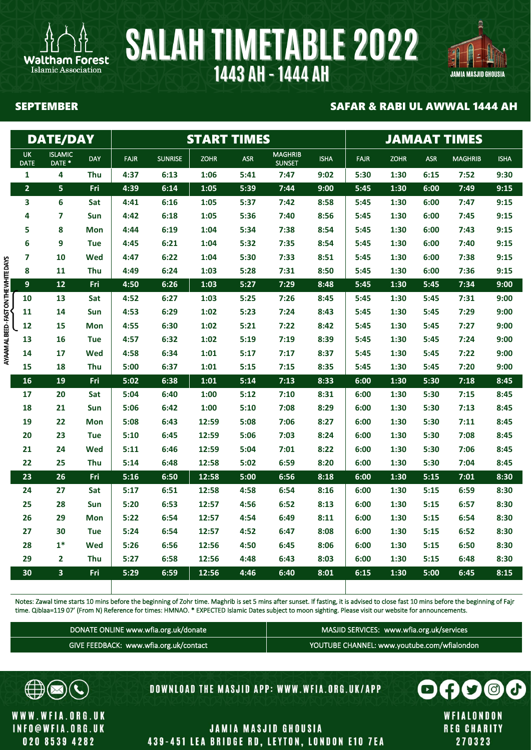# SALAH TIMETABLE 2022

## 1443 AH - 1444 AH

Waltham Forest Islamic Association

JAMIA MASJID GHOUSIA

**SEPTEMBER** — **SAFAR & RABI UL AWWAL 1444 AH**

| DATE/DAY | | | START TIMES | | | | | | JAMAAT TIMES | | | | |
|---|---|---|---|---|---|---|---|---|---|---|---|---|---|
| UK DATE | ISLAMIC DATE * | DAY | FAJR | SUNRISE | ZOHR | ASR | MAGHRIB SUNSET | ISHA | FAJR | ZOHR | ASR | MAGHRIB | ISHA |
| 1 | 4 | Thu | 4:37 | 6:13 | 1:06 | 5:41 | 7:47 | 9:02 | 5:30 | 1:30 | 6:15 | 7:52 | 9:30 |
| 2 | 5 | Fri | 4:39 | 6:14 | 1:05 | 5:39 | 7:44 | 9:00 | 5:45 | 1:30 | 6:00 | 7:49 | 9:15 |
| 3 | 6 | Sat | 4:41 | 6:16 | 1:05 | 5:37 | 7:42 | 8:58 | 5:45 | 1:30 | 6:00 | 7:47 | 9:15 |
| 4 | 7 | Sun | 4:42 | 6:18 | 1:05 | 5:36 | 7:40 | 8:56 | 5:45 | 1:30 | 6:00 | 7:45 | 9:15 |
| 5 | 8 | Mon | 4:44 | 6:19 | 1:04 | 5:34 | 7:38 | 8:54 | 5:45 | 1:30 | 6:00 | 7:43 | 9:15 |
| 6 | 9 | Tue | 4:45 | 6:21 | 1:04 | 5:32 | 7:35 | 8:54 | 5:45 | 1:30 | 6:00 | 7:40 | 9:15 |
| 7 | 10 | Wed | 4:47 | 6:22 | 1:04 | 5:30 | 7:33 | 8:51 | 5:45 | 1:30 | 6:00 | 7:38 | 9:15 |
| 8 | 11 | Thu | 4:49 | 6:24 | 1:03 | 5:28 | 7:31 | 8:50 | 5:45 | 1:30 | 6:00 | 7:36 | 9:15 |
| 9 | 12 | Fri | 4:50 | 6:26 | 1:03 | 5:27 | 7:29 | 8:48 | 5:45 | 1:30 | 5:45 | 7:34 | 9:00 |
| 10 | 13 | Sat | 4:52 | 6:27 | 1:03 | 5:25 | 7:26 | 8:45 | 5:45 | 1:30 | 5:45 | 7:31 | 9:00 |
| 11 | 14 | Sun | 4:53 | 6:29 | 1:02 | 5:23 | 7:24 | 8:43 | 5:45 | 1:30 | 5:45 | 7:29 | 9:00 |
| 12 | 15 | Mon | 4:55 | 6:30 | 1:02 | 5:21 | 7:22 | 8:42 | 5:45 | 1:30 | 5:45 | 7:27 | 9:00 |
| 13 | 16 | Tue | 4:57 | 6:32 | 1:02 | 5:19 | 7:19 | 8:39 | 5:45 | 1:30 | 5:45 | 7:24 | 9:00 |
| 14 | 17 | Wed | 4:58 | 6:34 | 1:01 | 5:17 | 7:17 | 8:37 | 5:45 | 1:30 | 5:45 | 7:22 | 9:00 |
| 15 | 18 | Thu | 5:00 | 6:37 | 1:01 | 5:15 | 7:15 | 8:35 | 5:45 | 1:30 | 5:45 | 7:20 | 9:00 |
| 16 | 19 | Fri | 5:02 | 6:38 | 1:01 | 5:14 | 7:13 | 8:33 | 6:00 | 1:30 | 5:30 | 7:18 | 8:45 |
| 17 | 20 | Sat | 5:04 | 6:40 | 1:00 | 5:12 | 7:10 | 8:31 | 6:00 | 1:30 | 5:30 | 7:15 | 8:45 |
| 18 | 21 | Sun | 5:06 | 6:42 | 1:00 | 5:10 | 7:08 | 8:29 | 6:00 | 1:30 | 5:30 | 7:13 | 8:45 |
| 19 | 22 | Mon | 5:08 | 6:43 | 12:59 | 5:08 | 7:06 | 8:27 | 6:00 | 1:30 | 5:30 | 7:11 | 8:45 |
| 20 | 23 | Tue | 5:10 | 6:45 | 12:59 | 5:06 | 7:03 | 8:24 | 6:00 | 1:30 | 5:30 | 7:08 | 8:45 |
| 21 | 24 | Wed | 5:11 | 6:46 | 12:59 | 5:04 | 7:01 | 8:22 | 6:00 | 1:30 | 5:30 | 7:06 | 8:45 |
| 22 | 25 | Thu | 5:14 | 6:48 | 12:58 | 5:02 | 6:59 | 8:20 | 6:00 | 1:30 | 5:30 | 7:04 | 8:45 |
| 23 | 26 | Fri | 5:16 | 6:50 | 12:58 | 5:00 | 6:56 | 8:18 | 6:00 | 1:30 | 5:15 | 7:01 | 8:30 |
| 24 | 27 | Sat | 5:17 | 6:51 | 12:58 | 4:58 | 6:54 | 8:16 | 6:00 | 1:30 | 5:15 | 6:59 | 8:30 |
| 25 | 28 | Sun | 5:20 | 6:53 | 12:57 | 4:56 | 6:52 | 8:13 | 6:00 | 1:30 | 5:15 | 6:57 | 8:30 |
| 26 | 29 | Mon | 5:22 | 6:54 | 12:57 | 4:54 | 6:49 | 8:11 | 6:00 | 1:30 | 5:15 | 6:54 | 8:30 |
| 27 | 30 | Tue | 5:24 | 6:54 | 12:57 | 4:52 | 6:47 | 8:08 | 6:00 | 1:30 | 5:15 | 6:52 | 8:30 |
| 28 | 1* | Wed | 5:26 | 6:56 | 12:56 | 4:50 | 6:45 | 8:06 | 6:00 | 1:30 | 5:15 | 6:50 | 8:30 |
| 29 | 2 | Thu | 5:27 | 6:58 | 12:56 | 4:48 | 6:43 | 8:03 | 6:00 | 1:30 | 5:15 | 6:48 | 8:30 |
| 30 | 3 | Fri | 5:29 | 6:59 | 12:56 | 4:46 | 6:40 | 8:01 | 6:15 | 1:30 | 5:00 | 6:45 | 8:15 |

AYAAM AL BEED - FAST ON THE WHITE DAYS (10–12)

Notes: Zawal time starts 10 mins before the beginning of Zohr time. Maghrib is set 5 mins after sunset. If fasting, it is advised to close fast 10 mins before the beginning of Fajr time. Qiblaa=119 07' (From N) Reference for times: HMNAO. * EXPECTED Islamic Dates subject to moon sighting. Please visit our website for announcements.

| DONATE ONLINE www.wfia.org.uk/donate | MASJID SERVICES: www.wfia.org.uk/services |
|---|---|
| GIVE FEEDBACK: www.wfia.org.uk/contact | YOUTUBE CHANNEL: www.youtube.com/wfialondon |

DOWNLOAD THE MASJID APP: WWW.WFIA.ORG.UK/APP

WWW.WFIA.ORG.UK
INFO@WFIA.ORG.UK
020 8539 4282

JAMIA MASJID GHOUSIA
439-451 LEA BRIDGE RD, LEYTON, LONDON E10 7EA

WFIALONDON
REG CHARITY
270323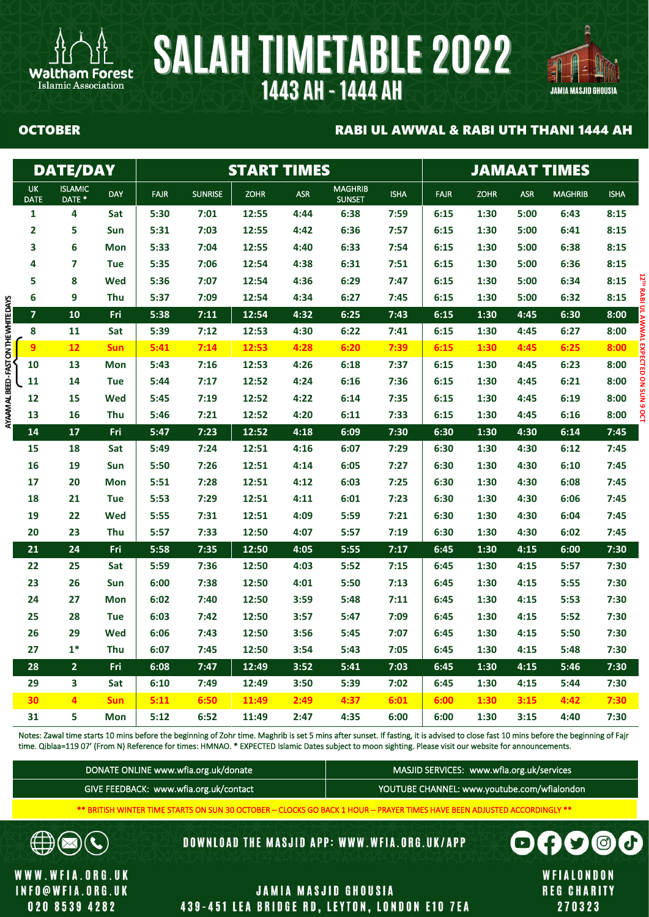# SALAH TIMETABLE 2022

## 1443 AH - 1444 AH

Waltham Forest Islamic Association

JAMIA MASJID GHOUSIA

**OCTOBER** — **RABI UL AWWAL & RABI UTH THANI 1444 AH**

| DATE/DAY | | | START TIMES | | | | | | JAMAAT TIMES | | | | |
|---|---|---|---|---|---|---|---|---|---|---|---|---|---|
| UK DATE | ISLAMIC DATE * | DAY | FAJR | SUNRISE | ZOHR | ASR | MAGHRIB SUNSET | ISHA | FAJR | ZOHR | ASR | MAGHRIB | ISHA |
| 1 | 4 | Sat | 5:30 | 7:01 | 12:55 | 4:44 | 6:38 | 7:59 | 6:15 | 1:30 | 5:00 | 6:43 | 8:15 |
| 2 | 5 | Sun | 5:31 | 7:03 | 12:55 | 4:42 | 6:36 | 7:57 | 6:15 | 1:30 | 5:00 | 6:41 | 8:15 |
| 3 | 6 | Mon | 5:33 | 7:04 | 12:55 | 4:40 | 6:33 | 7:54 | 6:15 | 1:30 | 5:00 | 6:38 | 8:15 |
| 4 | 7 | Tue | 5:35 | 7:06 | 12:54 | 4:38 | 6:31 | 7:51 | 6:15 | 1:30 | 5:00 | 6:36 | 8:15 |
| 5 | 8 | Wed | 5:36 | 7:07 | 12:54 | 4:36 | 6:29 | 7:47 | 6:15 | 1:30 | 5:00 | 6:34 | 8:15 |
| 6 | 9 | Thu | 5:37 | 7:09 | 12:54 | 4:34 | 6:27 | 7:45 | 6:15 | 1:30 | 5:00 | 6:32 | 8:15 |
| 7 | 10 | Fri | 5:38 | 7:11 | 12:54 | 4:32 | 6:25 | 7:43 | 6:15 | 1:30 | 4:45 | 6:30 | 8:00 |
| 8 | 11 | Sat | 5:39 | 7:12 | 12:53 | 4:30 | 6:22 | 7:41 | 6:15 | 1:30 | 4:45 | 6:27 | 8:00 |
| 9 | 12 | Sun | 5:41 | 7:14 | 12:53 | 4:28 | 6:20 | 7:39 | 6:15 | 1:30 | 4:45 | 6:25 | 8:00 |
| 10 | 13 | Mon | 5:43 | 7:16 | 12:53 | 4:26 | 6:18 | 7:37 | 6:15 | 1:30 | 4:45 | 6:23 | 8:00 |
| 11 | 14 | Tue | 5:44 | 7:17 | 12:52 | 4:24 | 6:16 | 7:36 | 6:15 | 1:30 | 4:45 | 6:21 | 8:00 |
| 12 | 15 | Wed | 5:45 | 7:19 | 12:52 | 4:22 | 6:14 | 7:35 | 6:15 | 1:30 | 4:45 | 6:19 | 8:00 |
| 13 | 16 | Thu | 5:46 | 7:21 | 12:52 | 4:20 | 6:11 | 7:33 | 6:15 | 1:30 | 4:45 | 6:16 | 8:00 |
| 14 | 17 | Fri | 5:47 | 7:23 | 12:52 | 4:18 | 6:09 | 7:30 | 6:30 | 1:30 | 4:30 | 6:14 | 7:45 |
| 15 | 18 | Sat | 5:49 | 7:24 | 12:51 | 4:16 | 6:07 | 7:29 | 6:30 | 1:30 | 4:30 | 6:12 | 7:45 |
| 16 | 19 | Sun | 5:50 | 7:26 | 12:51 | 4:14 | 6:05 | 7:27 | 6:30 | 1:30 | 4:30 | 6:10 | 7:45 |
| 17 | 20 | Mon | 5:51 | 7:28 | 12:51 | 4:12 | 6:03 | 7:25 | 6:30 | 1:30 | 4:30 | 6:08 | 7:45 |
| 18 | 21 | Tue | 5:53 | 7:29 | 12:51 | 4:11 | 6:01 | 7:23 | 6:30 | 1:30 | 4:30 | 6:06 | 7:45 |
| 19 | 22 | Wed | 5:55 | 7:31 | 12:51 | 4:09 | 5:59 | 7:21 | 6:30 | 1:30 | 4:30 | 6:04 | 7:45 |
| 20 | 23 | Thu | 5:57 | 7:33 | 12:50 | 4:07 | 5:57 | 7:19 | 6:30 | 1:30 | 4:30 | 6:02 | 7:45 |
| 21 | 24 | Fri | 5:58 | 7:35 | 12:50 | 4:05 | 5:55 | 7:17 | 6:45 | 1:30 | 4:15 | 6:00 | 7:30 |
| 22 | 25 | Sat | 5:59 | 7:36 | 12:50 | 4:03 | 5:52 | 7:15 | 6:45 | 1:30 | 4:15 | 5:57 | 7:30 |
| 23 | 26 | Sun | 6:00 | 7:38 | 12:50 | 4:01 | 5:50 | 7:13 | 6:45 | 1:30 | 4:15 | 5:55 | 7:30 |
| 24 | 27 | Mon | 6:02 | 7:40 | 12:50 | 3:59 | 5:48 | 7:11 | 6:45 | 1:30 | 4:15 | 5:53 | 7:30 |
| 25 | 28 | Tue | 6:03 | 7:42 | 12:50 | 3:57 | 5:47 | 7:09 | 6:45 | 1:30 | 4:15 | 5:52 | 7:30 |
| 26 | 29 | Wed | 6:06 | 7:43 | 12:50 | 3:56 | 5:45 | 7:07 | 6:45 | 1:30 | 4:15 | 5:50 | 7:30 |
| 27 | 1* | Thu | 6:07 | 7:45 | 12:50 | 3:54 | 5:43 | 7:05 | 6:45 | 1:30 | 4:15 | 5:48 | 7:30 |
| 28 | 2 | Fri | 6:08 | 7:47 | 12:49 | 3:52 | 5:41 | 7:03 | 6:45 | 1:30 | 4:15 | 5:46 | 7:30 |
| 29 | 3 | Sat | 6:10 | 7:49 | 12:49 | 3:50 | 5:39 | 7:02 | 6:45 | 1:30 | 4:15 | 5:44 | 7:30 |
| 30 | 4 | Sun | 5:11 | 6:50 | 11:49 | 2:49 | 4:37 | 6:01 | 6:00 | 1:30 | 3:15 | 4:42 | 7:30 |
| 31 | 5 | Mon | 5:12 | 6:52 | 11:49 | 2:47 | 4:35 | 6:00 | 6:00 | 1:30 | 3:15 | 4:40 | 7:30 |

AYAAM AL BEED - FAST ON THE WHITE DAYS (9–11 Oct)

12TH RABI UL AWWAL EXPECTED ON SUN 9 OCT

Notes: Zawal time starts 10 mins before the beginning of Zohr time. Maghrib is set 5 mins after sunset. If fasting, it is advised to close fast 10 mins before the beginning of Fajr time. Qiblaa=119 07' (From N) Reference for times: HMNAO. * EXPECTED Islamic Dates subject to moon sighting. Please visit our website for announcements.

| | |
|---|---|
| DONATE ONLINE www.wfia.org.uk/donate | MASJID SERVICES: www.wfia.org.uk/services |
| GIVE FEEDBACK: www.wfia.org.uk/contact | YOUTUBE CHANNEL: www.youtube.com/wfialondon |

** BRITISH WINTER TIME STARTS ON SUN 30 OCTOBER – CLOCKS GO BACK 1 HOUR – PRAYER TIMES HAVE BEEN ADJUSTED ACCORDINGLY **

DOWNLOAD THE MASJID APP: WWW.WFIA.ORG.UK/APP

WWW.WFIA.ORG.UK
INFO@WFIA.ORG.UK
020 8539 4282

JAMIA MASJID GHOUSIA
439-451 LEA BRIDGE RD, LEYTON, LONDON E10 7EA

WFIALONDON
REG CHARITY
270323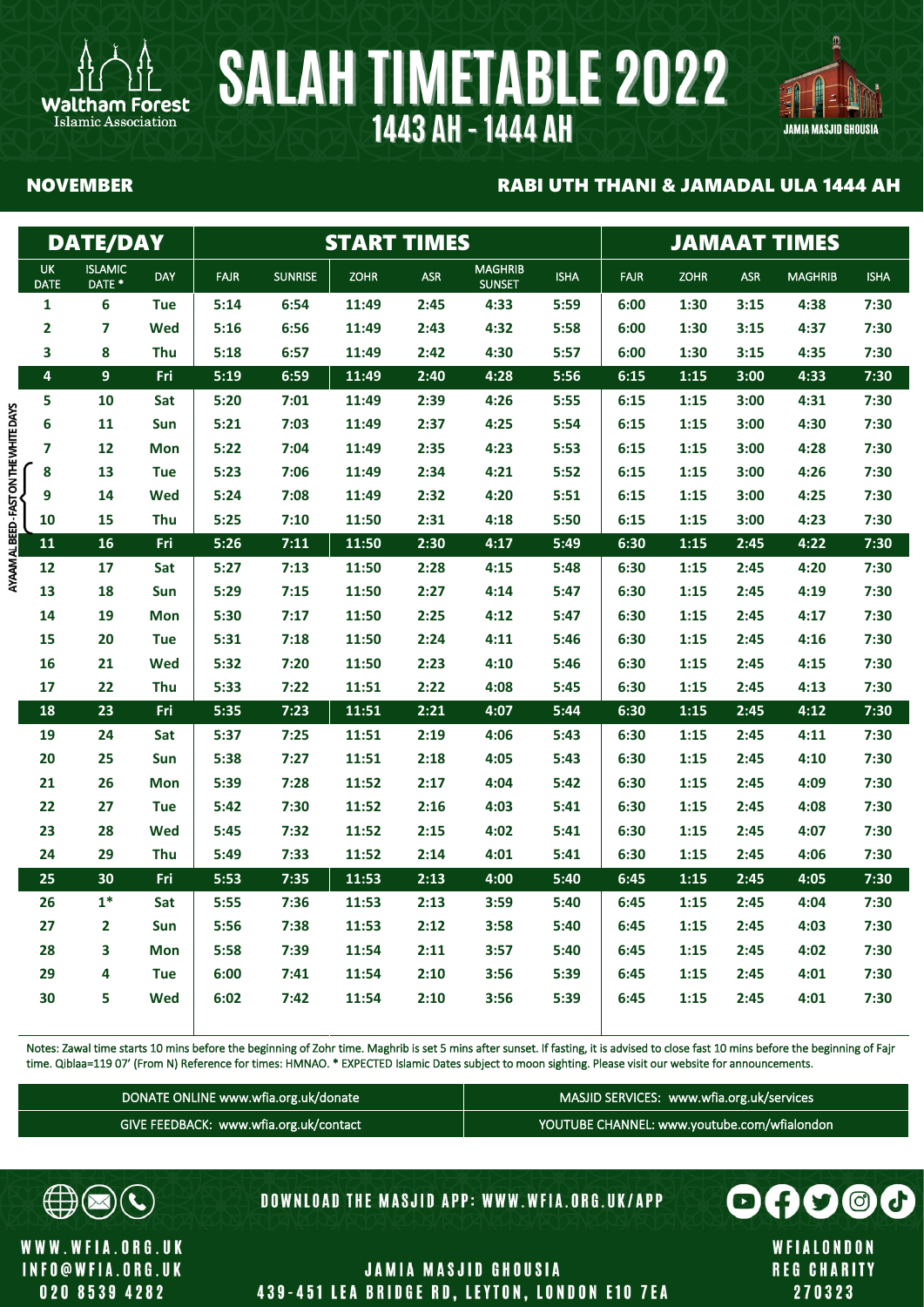# SALAH TIMETABLE 2022

## 1443 AH - 1444 AH

Waltham Forest Islamic Association

JAMIA MASJID GHOUSIA

**NOVEMBER** — **RABI UTH THANI & JAMADAL ULA 1444 AH**

| DATE/DAY | | | START TIMES | | | | | | JAMAAT TIMES | | | | |
|---|---|---|---|---|---|---|---|---|---|---|---|---|---|
| UK DATE | ISLAMIC DATE * | DAY | FAJR | SUNRISE | ZOHR | ASR | MAGHRIB SUNSET | ISHA | FAJR | ZOHR | ASR | MAGHRIB | ISHA |
| 1 | 6 | Tue | 5:14 | 6:54 | 11:49 | 2:45 | 4:33 | 5:59 | 6:00 | 1:30 | 3:15 | 4:38 | 7:30 |
| 2 | 7 | Wed | 5:16 | 6:56 | 11:49 | 2:43 | 4:32 | 5:58 | 6:00 | 1:30 | 3:15 | 4:37 | 7:30 |
| 3 | 8 | Thu | 5:18 | 6:57 | 11:49 | 2:42 | 4:30 | 5:57 | 6:00 | 1:30 | 3:15 | 4:35 | 7:30 |
| 4 | 9 | Fri | 5:19 | 6:59 | 11:49 | 2:40 | 4:28 | 5:56 | 6:15 | 1:15 | 3:00 | 4:33 | 7:30 |
| 5 | 10 | Sat | 5:20 | 7:01 | 11:49 | 2:39 | 4:26 | 5:55 | 6:15 | 1:15 | 3:00 | 4:31 | 7:30 |
| 6 | 11 | Sun | 5:21 | 7:03 | 11:49 | 2:37 | 4:25 | 5:54 | 6:15 | 1:15 | 3:00 | 4:30 | 7:30 |
| 7 | 12 | Mon | 5:22 | 7:04 | 11:49 | 2:35 | 4:23 | 5:53 | 6:15 | 1:15 | 3:00 | 4:28 | 7:30 |
| 8 | 13 | Tue | 5:23 | 7:06 | 11:49 | 2:34 | 4:21 | 5:52 | 6:15 | 1:15 | 3:00 | 4:26 | 7:30 |
| 9 | 14 | Wed | 5:24 | 7:08 | 11:49 | 2:32 | 4:20 | 5:51 | 6:15 | 1:15 | 3:00 | 4:25 | 7:30 |
| 10 | 15 | Thu | 5:25 | 7:10 | 11:50 | 2:31 | 4:18 | 5:50 | 6:15 | 1:15 | 3:00 | 4:23 | 7:30 |
| 11 | 16 | Fri | 5:26 | 7:11 | 11:50 | 2:30 | 4:17 | 5:49 | 6:30 | 1:15 | 2:45 | 4:22 | 7:30 |
| 12 | 17 | Sat | 5:27 | 7:13 | 11:50 | 2:28 | 4:15 | 5:48 | 6:30 | 1:15 | 2:45 | 4:20 | 7:30 |
| 13 | 18 | Sun | 5:29 | 7:15 | 11:50 | 2:27 | 4:14 | 5:47 | 6:30 | 1:15 | 2:45 | 4:19 | 7:30 |
| 14 | 19 | Mon | 5:30 | 7:17 | 11:50 | 2:25 | 4:12 | 5:47 | 6:30 | 1:15 | 2:45 | 4:17 | 7:30 |
| 15 | 20 | Tue | 5:31 | 7:18 | 11:50 | 2:24 | 4:11 | 5:46 | 6:30 | 1:15 | 2:45 | 4:16 | 7:30 |
| 16 | 21 | Wed | 5:32 | 7:20 | 11:50 | 2:23 | 4:10 | 5:46 | 6:30 | 1:15 | 2:45 | 4:15 | 7:30 |
| 17 | 22 | Thu | 5:33 | 7:22 | 11:51 | 2:22 | 4:08 | 5:45 | 6:30 | 1:15 | 2:45 | 4:13 | 7:30 |
| 18 | 23 | Fri | 5:35 | 7:23 | 11:51 | 2:21 | 4:07 | 5:44 | 6:30 | 1:15 | 2:45 | 4:12 | 7:30 |
| 19 | 24 | Sat | 5:37 | 7:25 | 11:51 | 2:19 | 4:06 | 5:43 | 6:30 | 1:15 | 2:45 | 4:11 | 7:30 |
| 20 | 25 | Sun | 5:38 | 7:27 | 11:51 | 2:18 | 4:05 | 5:43 | 6:30 | 1:15 | 2:45 | 4:10 | 7:30 |
| 21 | 26 | Mon | 5:39 | 7:28 | 11:52 | 2:17 | 4:04 | 5:42 | 6:30 | 1:15 | 2:45 | 4:09 | 7:30 |
| 22 | 27 | Tue | 5:42 | 7:30 | 11:52 | 2:16 | 4:03 | 5:41 | 6:30 | 1:15 | 2:45 | 4:08 | 7:30 |
| 23 | 28 | Wed | 5:45 | 7:32 | 11:52 | 2:15 | 4:02 | 5:41 | 6:30 | 1:15 | 2:45 | 4:07 | 7:30 |
| 24 | 29 | Thu | 5:49 | 7:33 | 11:52 | 2:14 | 4:01 | 5:41 | 6:30 | 1:15 | 2:45 | 4:06 | 7:30 |
| 25 | 30 | Fri | 5:53 | 7:35 | 11:53 | 2:13 | 4:00 | 5:40 | 6:45 | 1:15 | 2:45 | 4:05 | 7:30 |
| 26 | 1* | Sat | 5:55 | 7:36 | 11:53 | 2:13 | 3:59 | 5:40 | 6:45 | 1:15 | 2:45 | 4:04 | 7:30 |
| 27 | 2 | Sun | 5:56 | 7:38 | 11:53 | 2:12 | 3:58 | 5:40 | 6:45 | 1:15 | 2:45 | 4:03 | 7:30 |
| 28 | 3 | Mon | 5:58 | 7:39 | 11:54 | 2:11 | 3:57 | 5:40 | 6:45 | 1:15 | 2:45 | 4:02 | 7:30 |
| 29 | 4 | Tue | 6:00 | 7:41 | 11:54 | 2:10 | 3:56 | 5:39 | 6:45 | 1:15 | 2:45 | 4:01 | 7:30 |
| 30 | 5 | Wed | 6:02 | 7:42 | 11:54 | 2:10 | 3:56 | 5:39 | 6:45 | 1:15 | 2:45 | 4:01 | 7:30 |

AYAAM AL BEED - FAST ON THE WHITE DAYS (8, 9, 10)

Notes: Zawal time starts 10 mins before the beginning of Zohr time. Maghrib is set 5 mins after sunset. If fasting, it is advised to close fast 10 mins before the beginning of Fajr time. Qiblaa=119 07' (From N) Reference for times: HMNAO. * EXPECTED Islamic Dates subject to moon sighting. Please visit our website for announcements.

| | |
|---|---|
| DONATE ONLINE www.wfia.org.uk/donate | MASJID SERVICES: www.wfia.org.uk/services |
| GIVE FEEDBACK: www.wfia.org.uk/contact | YOUTUBE CHANNEL: www.youtube.com/wfialondon |

DOWNLOAD THE MASJID APP: WWW.WFIA.ORG.UK/APP

WWW.WFIA.ORG.UK
INFO@WFIA.ORG.UK
020 8539 4282

JAMIA MASJID GHOUSIA
439-451 LEA BRIDGE RD, LEYTON, LONDON E10 7EA

WFIALONDON
REG CHARITY
270323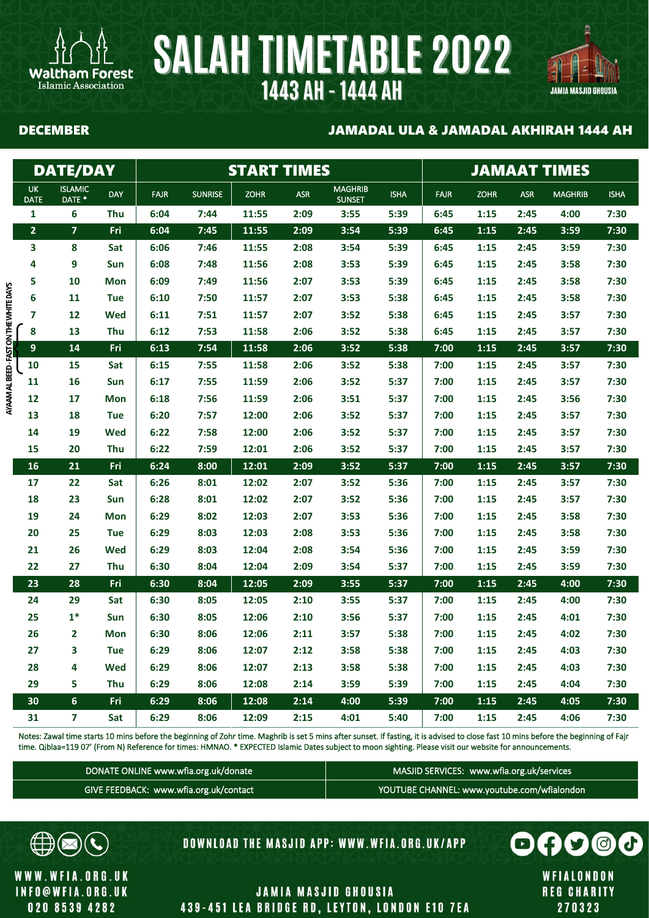Waltham Forest Islamic Association

# SALAH TIMETABLE 2022

## 1443 AH - 1444 AH

JAMIA MASJID GHOUSIA

**DECEMBER** | **JAMADAL ULA & JAMADAL AKHIRAH 1444 AH**

| DATE/DAY | | | START TIMES | | | | | | JAMAAT TIMES | | | | |
|---|---|---|---|---|---|---|---|---|---|---|---|---|---|
| UK DATE | ISLAMIC DATE * | DAY | FAJR | SUNRISE | ZOHR | ASR | MAGHRIB SUNSET | ISHA | FAJR | ZOHR | ASR | MAGHRIB | ISHA |
| 1 | 6 | Thu | 6:04 | 7:44 | 11:55 | 2:09 | 3:55 | 5:39 | 6:45 | 1:15 | 2:45 | 4:00 | 7:30 |
| 2 | 7 | Fri | 6:04 | 7:45 | 11:55 | 2:09 | 3:54 | 5:39 | 6:45 | 1:15 | 2:45 | 3:59 | 7:30 |
| 3 | 8 | Sat | 6:06 | 7:46 | 11:55 | 2:08 | 3:54 | 5:39 | 6:45 | 1:15 | 2:45 | 3:59 | 7:30 |
| 4 | 9 | Sun | 6:08 | 7:48 | 11:56 | 2:08 | 3:53 | 5:39 | 6:45 | 1:15 | 2:45 | 3:58 | 7:30 |
| 5 | 10 | Mon | 6:09 | 7:49 | 11:56 | 2:07 | 3:53 | 5:39 | 6:45 | 1:15 | 2:45 | 3:58 | 7:30 |
| 6 | 11 | Tue | 6:10 | 7:50 | 11:57 | 2:07 | 3:53 | 5:38 | 6:45 | 1:15 | 2:45 | 3:58 | 7:30 |
| 7 | 12 | Wed | 6:11 | 7:51 | 11:57 | 2:07 | 3:52 | 5:38 | 6:45 | 1:15 | 2:45 | 3:57 | 7:30 |
| 8 | 13 | Thu | 6:12 | 7:53 | 11:58 | 2:06 | 3:52 | 5:38 | 6:45 | 1:15 | 2:45 | 3:57 | 7:30 |
| 9 | 14 | Fri | 6:13 | 7:54 | 11:58 | 2:06 | 3:52 | 5:38 | 7:00 | 1:15 | 2:45 | 3:57 | 7:30 |
| 10 | 15 | Sat | 6:15 | 7:55 | 11:58 | 2:06 | 3:52 | 5:38 | 7:00 | 1:15 | 2:45 | 3:57 | 7:30 |
| 11 | 16 | Sun | 6:17 | 7:55 | 11:59 | 2:06 | 3:52 | 5:37 | 7:00 | 1:15 | 2:45 | 3:57 | 7:30 |
| 12 | 17 | Mon | 6:18 | 7:56 | 11:59 | 2:06 | 3:51 | 5:37 | 7:00 | 1:15 | 2:45 | 3:56 | 7:30 |
| 13 | 18 | Tue | 6:20 | 7:57 | 12:00 | 2:06 | 3:52 | 5:37 | 7:00 | 1:15 | 2:45 | 3:57 | 7:30 |
| 14 | 19 | Wed | 6:22 | 7:58 | 12:00 | 2:06 | 3:52 | 5:37 | 7:00 | 1:15 | 2:45 | 3:57 | 7:30 |
| 15 | 20 | Thu | 6:22 | 7:59 | 12:01 | 2:06 | 3:52 | 5:37 | 7:00 | 1:15 | 2:45 | 3:57 | 7:30 |
| 16 | 21 | Fri | 6:24 | 8:00 | 12:01 | 2:09 | 3:52 | 5:37 | 7:00 | 1:15 | 2:45 | 3:57 | 7:30 |
| 17 | 22 | Sat | 6:26 | 8:01 | 12:02 | 2:07 | 3:52 | 5:36 | 7:00 | 1:15 | 2:45 | 3:57 | 7:30 |
| 18 | 23 | Sun | 6:28 | 8:01 | 12:02 | 2:07 | 3:52 | 5:36 | 7:00 | 1:15 | 2:45 | 3:57 | 7:30 |
| 19 | 24 | Mon | 6:29 | 8:02 | 12:03 | 2:07 | 3:53 | 5:36 | 7:00 | 1:15 | 2:45 | 3:58 | 7:30 |
| 20 | 25 | Tue | 6:29 | 8:03 | 12:03 | 2:08 | 3:53 | 5:36 | 7:00 | 1:15 | 2:45 | 3:58 | 7:30 |
| 21 | 26 | Wed | 6:29 | 8:03 | 12:04 | 2:08 | 3:54 | 5:36 | 7:00 | 1:15 | 2:45 | 3:59 | 7:30 |
| 22 | 27 | Thu | 6:30 | 8:04 | 12:04 | 2:09 | 3:54 | 5:37 | 7:00 | 1:15 | 2:45 | 3:59 | 7:30 |
| 23 | 28 | Fri | 6:30 | 8:04 | 12:05 | 2:09 | 3:55 | 5:37 | 7:00 | 1:15 | 2:45 | 4:00 | 7:30 |
| 24 | 29 | Sat | 6:30 | 8:05 | 12:05 | 2:10 | 3:55 | 5:37 | 7:00 | 1:15 | 2:45 | 4:00 | 7:30 |
| 25 | 1* | Sun | 6:30 | 8:05 | 12:06 | 2:10 | 3:56 | 5:37 | 7:00 | 1:15 | 2:45 | 4:01 | 7:30 |
| 26 | 2 | Mon | 6:30 | 8:06 | 12:06 | 2:11 | 3:57 | 5:38 | 7:00 | 1:15 | 2:45 | 4:02 | 7:30 |
| 27 | 3 | Tue | 6:29 | 8:06 | 12:07 | 2:12 | 3:58 | 5:38 | 7:00 | 1:15 | 2:45 | 4:03 | 7:30 |
| 28 | 4 | Wed | 6:29 | 8:06 | 12:07 | 2:13 | 3:58 | 5:38 | 7:00 | 1:15 | 2:45 | 4:03 | 7:30 |
| 29 | 5 | Thu | 6:29 | 8:06 | 12:08 | 2:14 | 3:59 | 5:39 | 7:00 | 1:15 | 2:45 | 4:04 | 7:30 |
| 30 | 6 | Fri | 6:29 | 8:06 | 12:08 | 2:14 | 4:00 | 5:39 | 7:00 | 1:15 | 2:45 | 4:05 | 7:30 |
| 31 | 7 | Sat | 6:29 | 8:06 | 12:09 | 2:15 | 4:01 | 5:40 | 7:00 | 1:15 | 2:45 | 4:06 | 7:30 |

AYAAM AL BEED - FAST ON THE WHITE DAYS (8–10)

Notes: Zawal time starts 10 mins before the beginning of Zohr time. Maghrib is set 5 mins after sunset. If fasting, it is advised to close fast 10 mins before the beginning of Fajr time. Qiblaa=119 07' (From N) Reference for times: HMNAO. * EXPECTED Islamic Dates subject to moon sighting. Please visit our website for announcements.

| | |
|---|---|
| DONATE ONLINE www.wfia.org.uk/donate | MASJID SERVICES: www.wfia.org.uk/services |
| GIVE FEEDBACK: www.wfia.org.uk/contact | YOUTUBE CHANNEL: www.youtube.com/wfialondon |

DOWNLOAD THE MASJID APP: WWW.WFIA.ORG.UK/APP

WWW.WFIA.ORG.UK
INFO@WFIA.ORG.UK
020 8539 4282

JAMIA MASJID GHOUSIA
439-451 LEA BRIDGE RD, LEYTON, LONDON E10 7EA

WFIALONDON
REG CHARITY
270323